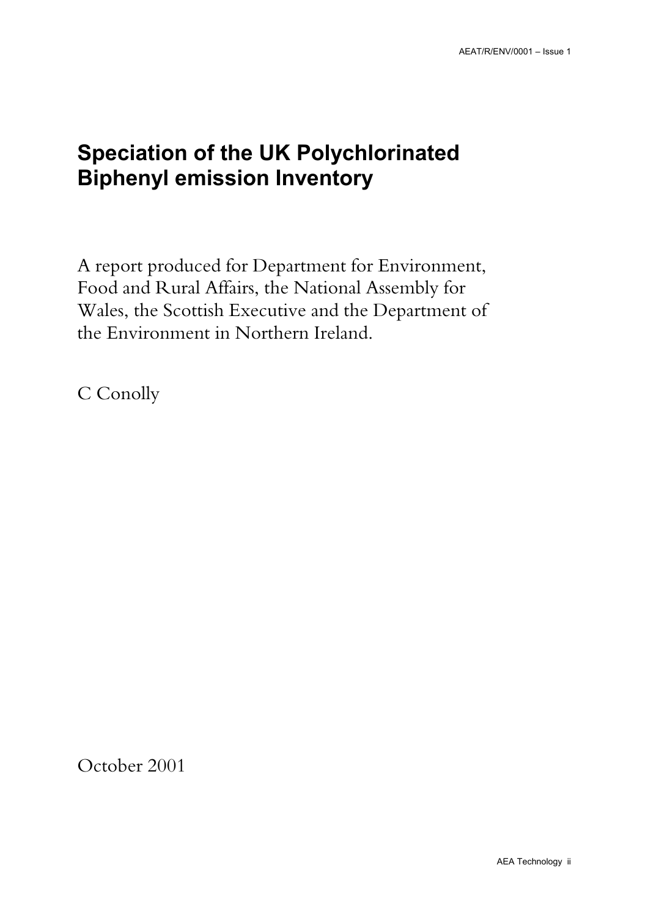# Speciation of the UK Polychlorinated Biphenyl emission Inventory

A report produced for Department for Environment, Food and Rural Affairs, the National Assembly for Wales, the Scottish Executive and the Department of the Environment in Northern Ireland.

C Conolly

October 2001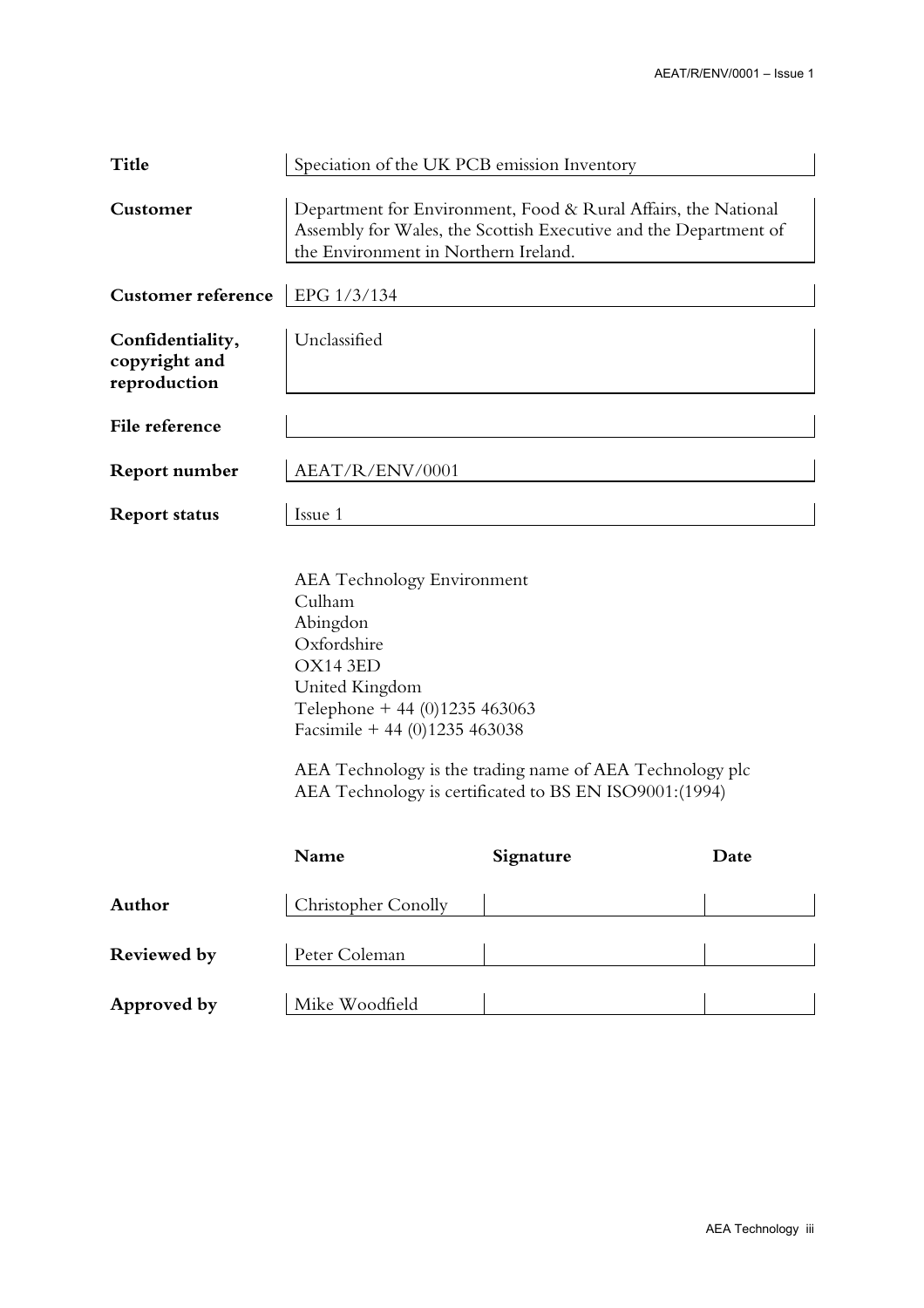| | |
|---|---|
| **Title** | Speciation of the UK PCB emission Inventory |
| **Customer** | Department for Environment, Food & Rural Affairs, the National Assembly for Wales, the Scottish Executive and the Department of the Environment in Northern Ireland. |
| **Customer reference** | EPG 1/3/134 |
| **Confidentiality, copyright and reproduction** | Unclassified |
| **File reference** | |
| **Report number** | AEAT/R/ENV/0001 |
| **Report status** | Issue 1 |

AEA Technology Environment
Culham
Abingdon
Oxfordshire
OX14 3ED
United Kingdom
Telephone + 44 (0)1235 463063
Facsimile + 44 (0)1235 463038

AEA Technology is the trading name of AEA Technology plc
AEA Technology is certificated to BS EN ISO9001:(1994)

| | Name | Signature | Date |
|---|---|---|---|
| **Author** | Christopher Conolly | | |
| **Reviewed by** | Peter Coleman | | |
| **Approved by** | Mike Woodfield | | |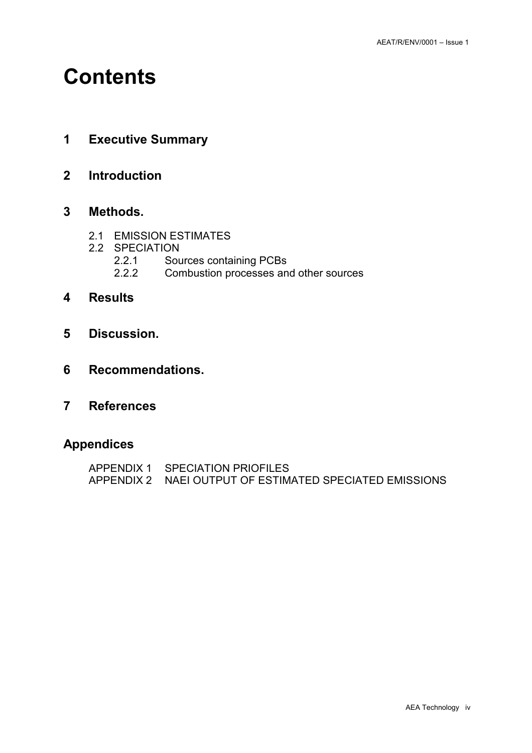# Contents

## 1 Executive Summary

## 2 Introduction

## 3 Methods.

- 2.1 EMISSION ESTIMATES
- 2.2 SPECIATION
  - 2.2.1 Sources containing PCBs
  - 2.2.2 Combustion processes and other sources

## 4 Results

## 5 Discussion.

## 6 Recommendations.

## 7 References

## Appendices

- APPENDIX 1 SPECIATION PRIOFILES
- APPENDIX 2 NAEI OUTPUT OF ESTIMATED SPECIATED EMISSIONS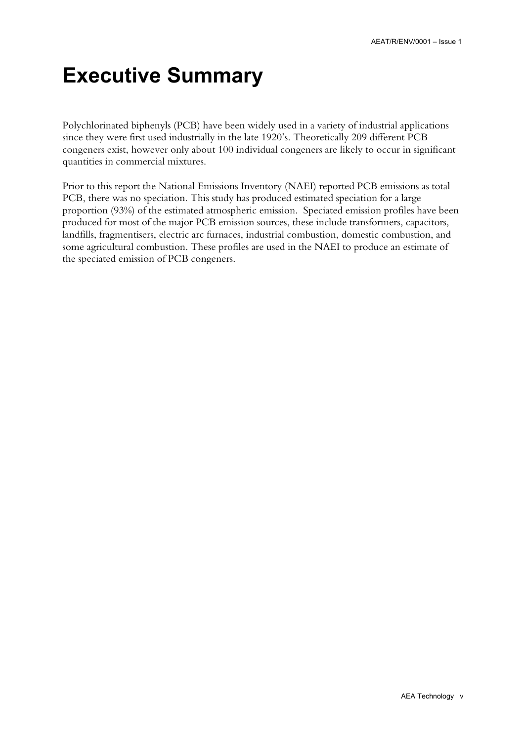# Executive Summary

Polychlorinated biphenyls (PCB) have been widely used in a variety of industrial applications since they were first used industrially in the late 1920's. Theoretically 209 different PCB congeners exist, however only about 100 individual congeners are likely to occur in significant quantities in commercial mixtures.

Prior to this report the National Emissions Inventory (NAEI) reported PCB emissions as total PCB, there was no speciation. This study has produced estimated speciation for a large proportion (93%) of the estimated atmospheric emission. Speciated emission profiles have been produced for most of the major PCB emission sources, these include transformers, capacitors, landfills, fragmentisers, electric arc furnaces, industrial combustion, domestic combustion, and some agricultural combustion. These profiles are used in the NAEI to produce an estimate of the speciated emission of PCB congeners.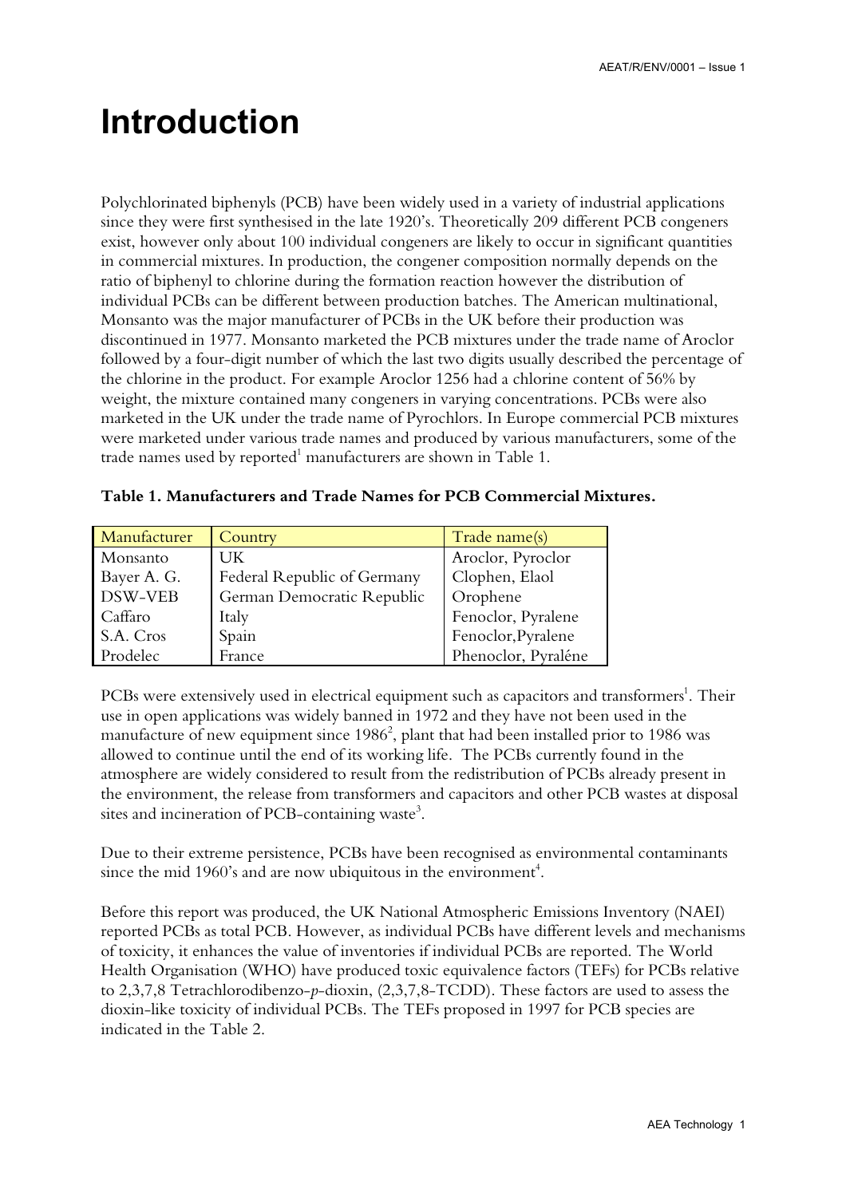# Introduction

Polychlorinated biphenyls (PCB) have been widely used in a variety of industrial applications since they were first synthesised in the late 1920's. Theoretically 209 different PCB congeners exist, however only about 100 individual congeners are likely to occur in significant quantities in commercial mixtures. In production, the congener composition normally depends on the ratio of biphenyl to chlorine during the formation reaction however the distribution of individual PCBs can be different between production batches. The American multinational, Monsanto was the major manufacturer of PCBs in the UK before their production was discontinued in 1977. Monsanto marketed the PCB mixtures under the trade name of Aroclor followed by a four-digit number of which the last two digits usually described the percentage of the chlorine in the product. For example Aroclor 1256 had a chlorine content of 56% by weight, the mixture contained many congeners in varying concentrations. PCBs were also marketed in the UK under the trade name of Pyrochlors. In Europe commercial PCB mixtures were marketed under various trade names and produced by various manufacturers, some of the trade names used by reported[1] manufacturers are shown in Table 1.

**Table 1. Manufacturers and Trade Names for PCB Commercial Mixtures.**

| Manufacturer | Country | Trade name(s) |
|---|---|---|
| Monsanto | UK | Aroclor, Pyroclor |
| Bayer A. G. | Federal Republic of Germany | Clophen, Elaol |
| DSW-VEB | German Democratic Republic | Orophene |
| Caffaro | Italy | Fenoclor, Pyralene |
| S.A. Cros | Spain | Fenoclor,Pyralene |
| Prodelec | France | Phenoclor, Pyraléne |

PCBs were extensively used in electrical equipment such as capacitors and transformers[1]. Their use in open applications was widely banned in 1972 and they have not been used in the manufacture of new equipment since 1986[2], plant that had been installed prior to 1986 was allowed to continue until the end of its working life. The PCBs currently found in the atmosphere are widely considered to result from the redistribution of PCBs already present in the environment, the release from transformers and capacitors and other PCB wastes at disposal sites and incineration of PCB-containing waste[3].

Due to their extreme persistence, PCBs have been recognised as environmental contaminants since the mid 1960's and are now ubiquitous in the environment[4].

Before this report was produced, the UK National Atmospheric Emissions Inventory (NAEI) reported PCBs as total PCB. However, as individual PCBs have different levels and mechanisms of toxicity, it enhances the value of inventories if individual PCBs are reported. The World Health Organisation (WHO) have produced toxic equivalence factors (TEFs) for PCBs relative to 2,3,7,8 Tetrachlorodibenzo-*p*-dioxin, (2,3,7,8-TCDD). These factors are used to assess the dioxin-like toxicity of individual PCBs. The TEFs proposed in 1997 for PCB species are indicated in the Table 2.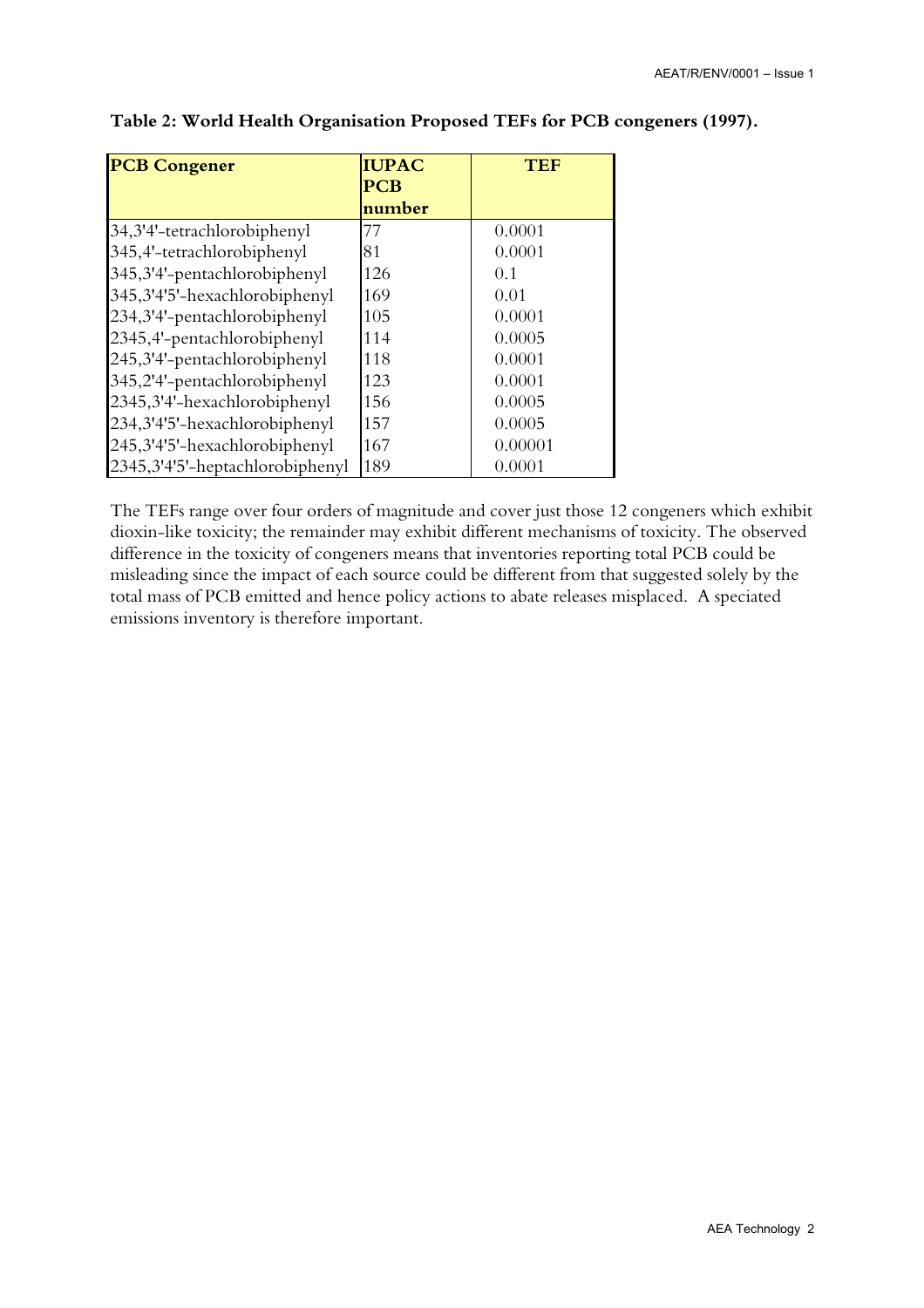**Table 2: World Health Organisation Proposed TEFs for PCB congeners (1997).**

| PCB Congener | IUPAC PCB number | TEF |
|---|---|---|
| 34,3'4'-tetrachlorobiphenyl | 77 | 0.0001 |
| 345,4'-tetrachlorobiphenyl | 81 | 0.0001 |
| 345,3'4'-pentachlorobiphenyl | 126 | 0.1 |
| 345,3'4'5'-hexachlorobiphenyl | 169 | 0.01 |
| 234,3'4'-pentachlorobiphenyl | 105 | 0.0001 |
| 2345,4'-pentachlorobiphenyl | 114 | 0.0005 |
| 245,3'4'-pentachlorobiphenyl | 118 | 0.0001 |
| 345,2'4'-pentachlorobiphenyl | 123 | 0.0001 |
| 2345,3'4'-hexachlorobiphenyl | 156 | 0.0005 |
| 234,3'4'5'-hexachlorobiphenyl | 157 | 0.0005 |
| 245,3'4'5'-hexachlorobiphenyl | 167 | 0.00001 |
| 2345,3'4'5'-heptachlorobiphenyl | 189 | 0.0001 |

The TEFs range over four orders of magnitude and cover just those 12 congeners which exhibit dioxin-like toxicity; the remainder may exhibit different mechanisms of toxicity. The observed difference in the toxicity of congeners means that inventories reporting total PCB could be misleading since the impact of each source could be different from that suggested solely by the total mass of PCB emitted and hence policy actions to abate releases misplaced. A speciated emissions inventory is therefore important.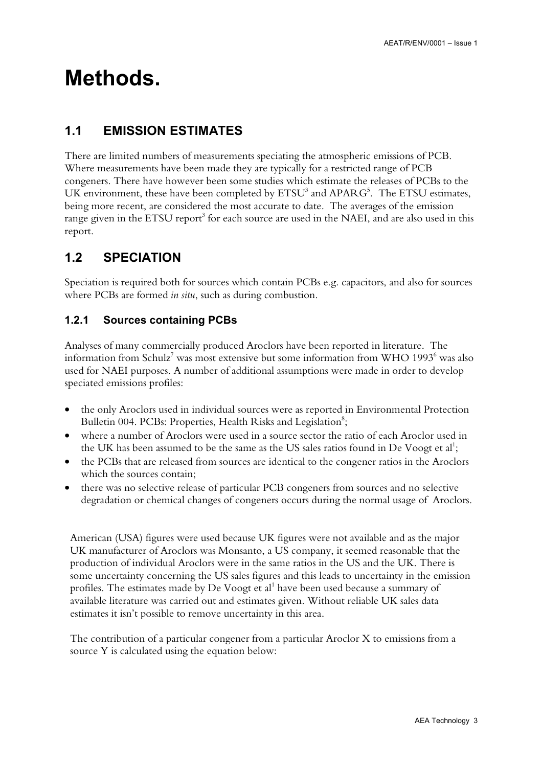# Methods.

## 1.1 EMISSION ESTIMATES

There are limited numbers of measurements speciating the atmospheric emissions of PCB. Where measurements have been made they are typically for a restricted range of PCB congeners. There have however been some studies which estimate the releases of PCBs to the UK environment, these have been completed by ETSU[3] and APARG[5]. The ETSU estimates, being more recent, are considered the most accurate to date. The averages of the emission range given in the ETSU report[3] for each source are used in the NAEI, and are also used in this report.

## 1.2 SPECIATION

Speciation is required both for sources which contain PCBs e.g. capacitors, and also for sources where PCBs are formed *in situ*, such as during combustion.

### 1.2.1 Sources containing PCBs

Analyses of many commercially produced Aroclors have been reported in literature. The information from Schulz[7] was most extensive but some information from WHO 1993[6] was also used for NAEI purposes. A number of additional assumptions were made in order to develop speciated emissions profiles:

- the only Aroclors used in individual sources were as reported in Environmental Protection Bulletin 004. PCBs: Properties, Health Risks and Legislation[8];
- where a number of Aroclors were used in a source sector the ratio of each Aroclor used in the UK has been assumed to be the same as the US sales ratios found in De Voogt et al[1];
- the PCBs that are released from sources are identical to the congener ratios in the Aroclors which the sources contain;
- there was no selective release of particular PCB congeners from sources and no selective degradation or chemical changes of congeners occurs during the normal usage of Aroclors.

American (USA) figures were used because UK figures were not available and as the major UK manufacturer of Aroclors was Monsanto, a US company, it seemed reasonable that the production of individual Aroclors were in the same ratios in the US and the UK. There is some uncertainty concerning the US sales figures and this leads to uncertainty in the emission profiles. The estimates made by De Voogt et al[1] have been used because a summary of available literature was carried out and estimates given. Without reliable UK sales data estimates it isn't possible to remove uncertainty in this area.

The contribution of a particular congener from a particular Aroclor X to emissions from a source Y is calculated using the equation below: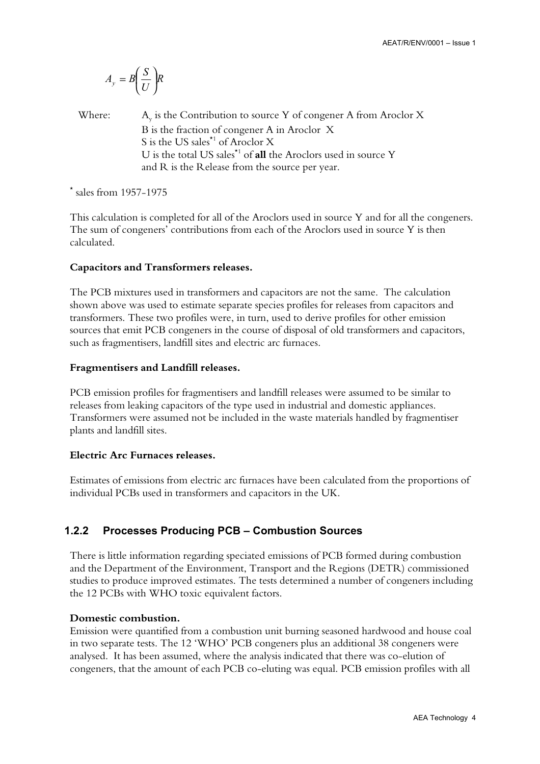$$A_y = B\left(\frac{S}{U}\right)R$$

Where: $A_y$ is the Contribution to source Y of congener A from Aroclor X
B is the fraction of congener A in Aroclor X
S is the US sales*[1] of Aroclor X
U is the total US sales*[1] of **all** the Aroclors used in source Y
and R is the Release from the source per year.

* sales from 1957-1975

This calculation is completed for all of the Aroclors used in source Y and for all the congeners. The sum of congeners' contributions from each of the Aroclors used in source Y is then calculated.

**Capacitors and Transformers releases.**

The PCB mixtures used in transformers and capacitors are not the same. The calculation shown above was used to estimate separate species profiles for releases from capacitors and transformers. These two profiles were, in turn, used to derive profiles for other emission sources that emit PCB congeners in the course of disposal of old transformers and capacitors, such as fragmentisers, landfill sites and electric arc furnaces.

**Fragmentisers and Landfill releases.**

PCB emission profiles for fragmentisers and landfill releases were assumed to be similar to releases from leaking capacitors of the type used in industrial and domestic appliances. Transformers were assumed not be included in the waste materials handled by fragmentiser plants and landfill sites.

**Electric Arc Furnaces releases.**

Estimates of emissions from electric arc furnaces have been calculated from the proportions of individual PCBs used in transformers and capacitors in the UK.

### 1.2.2 Processes Producing PCB – Combustion Sources

There is little information regarding speciated emissions of PCB formed during combustion and the Department of the Environment, Transport and the Regions (DETR) commissioned studies to produce improved estimates. The tests determined a number of congeners including the 12 PCBs with WHO toxic equivalent factors.

**Domestic combustion.**

Emission were quantified from a combustion unit burning seasoned hardwood and house coal in two separate tests. The 12 'WHO' PCB congeners plus an additional 38 congeners were analysed. It has been assumed, where the analysis indicated that there was co-elution of congeners, that the amount of each PCB co-eluting was equal. PCB emission profiles with all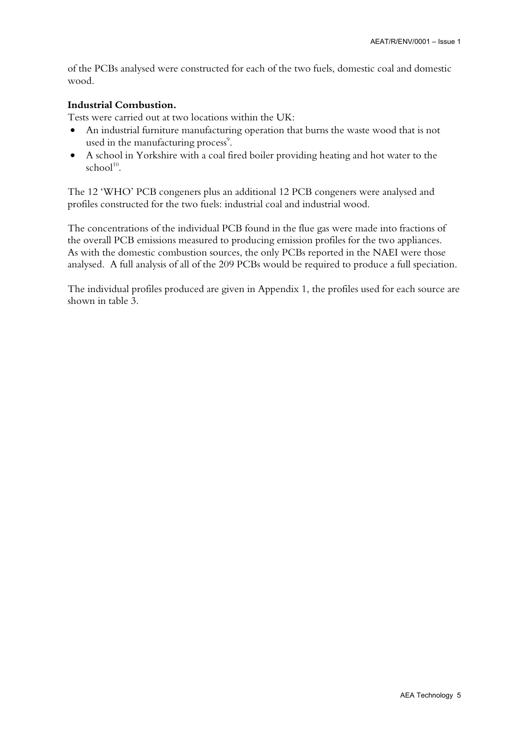of the PCBs analysed were constructed for each of the two fuels, domestic coal and domestic wood.

**Industrial Combustion.**

Tests were carried out at two locations within the UK:

- An industrial furniture manufacturing operation that burns the waste wood that is not used in the manufacturing process[9].
- A school in Yorkshire with a coal fired boiler providing heating and hot water to the school[10].

The 12 'WHO' PCB congeners plus an additional 12 PCB congeners were analysed and profiles constructed for the two fuels: industrial coal and industrial wood.

The concentrations of the individual PCB found in the flue gas were made into fractions of the overall PCB emissions measured to producing emission profiles for the two appliances. As with the domestic combustion sources, the only PCBs reported in the NAEI were those analysed. A full analysis of all of the 209 PCBs would be required to produce a full speciation.

The individual profiles produced are given in Appendix 1, the profiles used for each source are shown in table 3.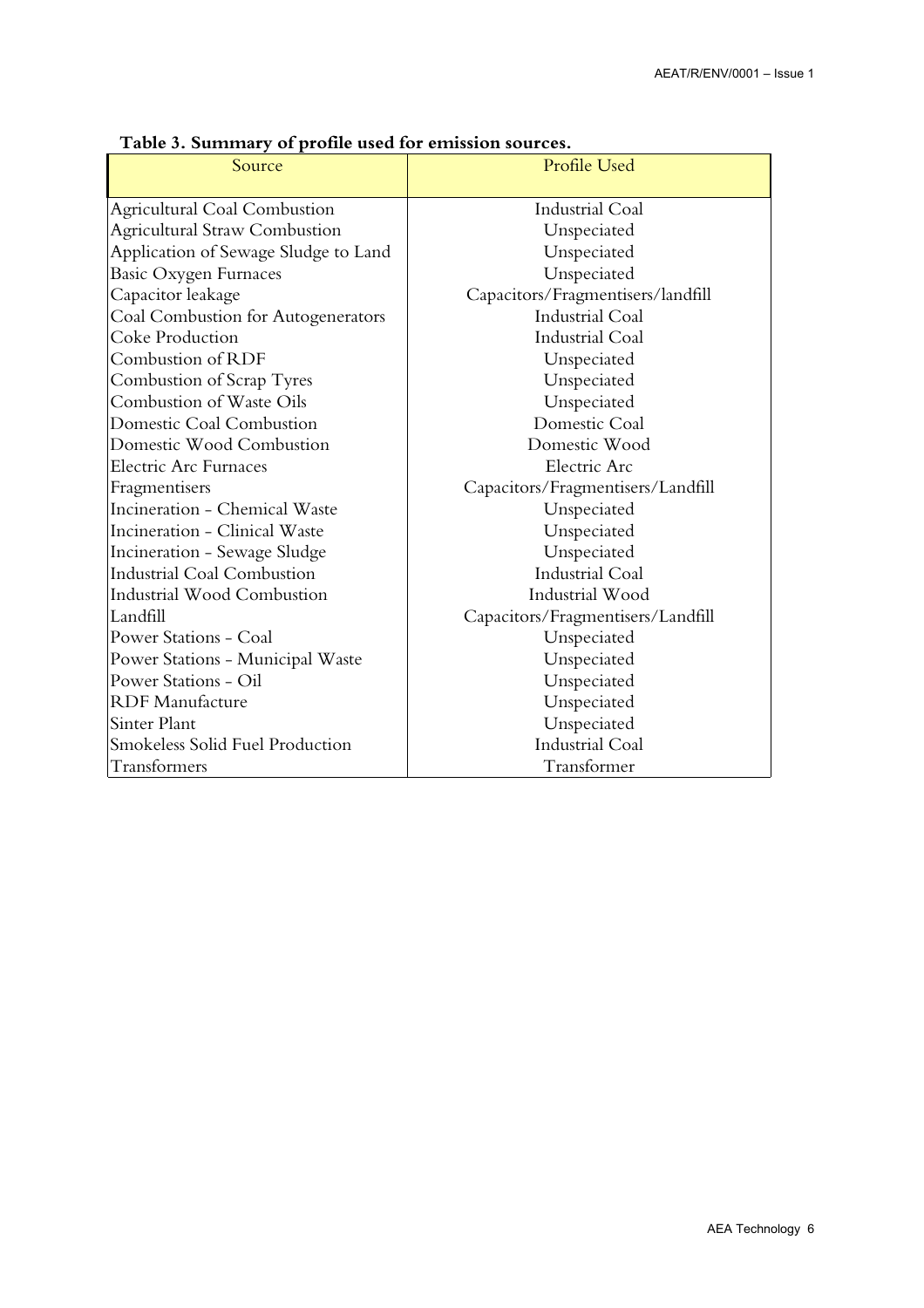**Table 3. Summary of profile used for emission sources.**

| Source | Profile Used |
|---|---|
| Agricultural Coal Combustion | Industrial Coal |
| Agricultural Straw Combustion | Unspeciated |
| Application of Sewage Sludge to Land | Unspeciated |
| Basic Oxygen Furnaces | Unspeciated |
| Capacitor leakage | Capacitors/Fragmentisers/landfill |
| Coal Combustion for Autogenerators | Industrial Coal |
| Coke Production | Industrial Coal |
| Combustion of RDF | Unspeciated |
| Combustion of Scrap Tyres | Unspeciated |
| Combustion of Waste Oils | Unspeciated |
| Domestic Coal Combustion | Domestic Coal |
| Domestic Wood Combustion | Domestic Wood |
| Electric Arc Furnaces | Electric Arc |
| Fragmentisers | Capacitors/Fragmentisers/Landfill |
| Incineration - Chemical Waste | Unspeciated |
| Incineration - Clinical Waste | Unspeciated |
| Incineration - Sewage Sludge | Unspeciated |
| Industrial Coal Combustion | Industrial Coal |
| Industrial Wood Combustion | Industrial Wood |
| Landfill | Capacitors/Fragmentisers/Landfill |
| Power Stations - Coal | Unspeciated |
| Power Stations - Municipal Waste | Unspeciated |
| Power Stations - Oil | Unspeciated |
| RDF Manufacture | Unspeciated |
| Sinter Plant | Unspeciated |
| Smokeless Solid Fuel Production | Industrial Coal |
| Transformers | Transformer |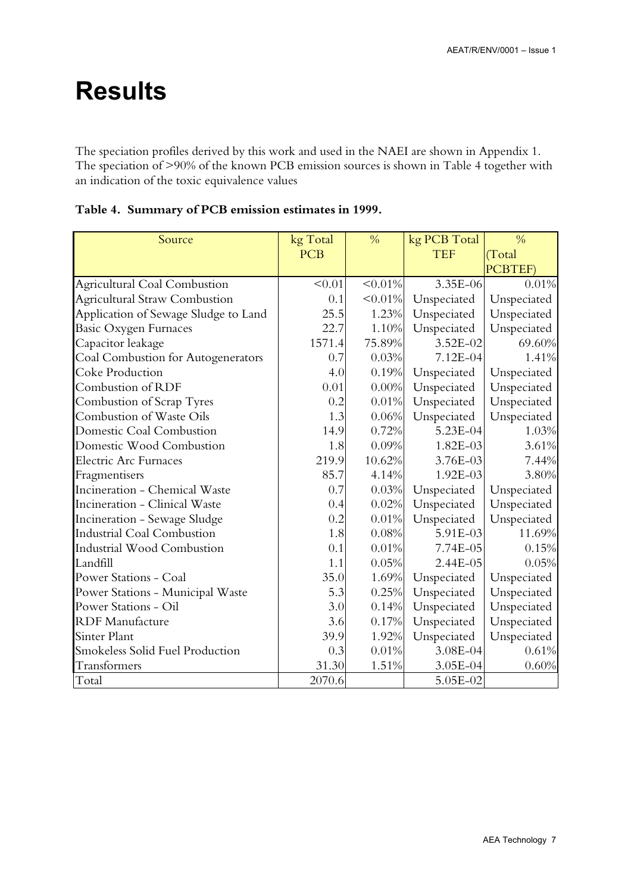# Results

The speciation profiles derived by this work and used in the NAEI are shown in Appendix 1. The speciation of >90% of the known PCB emission sources is shown in Table 4 together with an indication of the toxic equivalence values

**Table 4. Summary of PCB emission estimates in 1999.**

| Source | kg Total PCB | % | kg PCB Total TEF | % (Total PCBTEF) |
|---|---|---|---|---|
| Agricultural Coal Combustion | <0.01 | <0.01% | 3.35E-06 | 0.01% |
| Agricultural Straw Combustion | 0.1 | <0.01% | Unspeciated | Unspeciated |
| Application of Sewage Sludge to Land | 25.5 | 1.23% | Unspeciated | Unspeciated |
| Basic Oxygen Furnaces | 22.7 | 1.10% | Unspeciated | Unspeciated |
| Capacitor leakage | 1571.4 | 75.89% | 3.52E-02 | 69.60% |
| Coal Combustion for Autogenerators | 0.7 | 0.03% | 7.12E-04 | 1.41% |
| Coke Production | 4.0 | 0.19% | Unspeciated | Unspeciated |
| Combustion of RDF | 0.01 | 0.00% | Unspeciated | Unspeciated |
| Combustion of Scrap Tyres | 0.2 | 0.01% | Unspeciated | Unspeciated |
| Combustion of Waste Oils | 1.3 | 0.06% | Unspeciated | Unspeciated |
| Domestic Coal Combustion | 14.9 | 0.72% | 5.23E-04 | 1.03% |
| Domestic Wood Combustion | 1.8 | 0.09% | 1.82E-03 | 3.61% |
| Electric Arc Furnaces | 219.9 | 10.62% | 3.76E-03 | 7.44% |
| Fragmentisers | 85.7 | 4.14% | 1.92E-03 | 3.80% |
| Incineration - Chemical Waste | 0.7 | 0.03% | Unspeciated | Unspeciated |
| Incineration - Clinical Waste | 0.4 | 0.02% | Unspeciated | Unspeciated |
| Incineration - Sewage Sludge | 0.2 | 0.01% | Unspeciated | Unspeciated |
| Industrial Coal Combustion | 1.8 | 0.08% | 5.91E-03 | 11.69% |
| Industrial Wood Combustion | 0.1 | 0.01% | 7.74E-05 | 0.15% |
| Landfill | 1.1 | 0.05% | 2.44E-05 | 0.05% |
| Power Stations - Coal | 35.0 | 1.69% | Unspeciated | Unspeciated |
| Power Stations - Municipal Waste | 5.3 | 0.25% | Unspeciated | Unspeciated |
| Power Stations - Oil | 3.0 | 0.14% | Unspeciated | Unspeciated |
| RDF Manufacture | 3.6 | 0.17% | Unspeciated | Unspeciated |
| Sinter Plant | 39.9 | 1.92% | Unspeciated | Unspeciated |
| Smokeless Solid Fuel Production | 0.3 | 0.01% | 3.08E-04 | 0.61% |
| Transformers | 31.30 | 1.51% | 3.05E-04 | 0.60% |
| Total | 2070.6 | | 5.05E-02 | |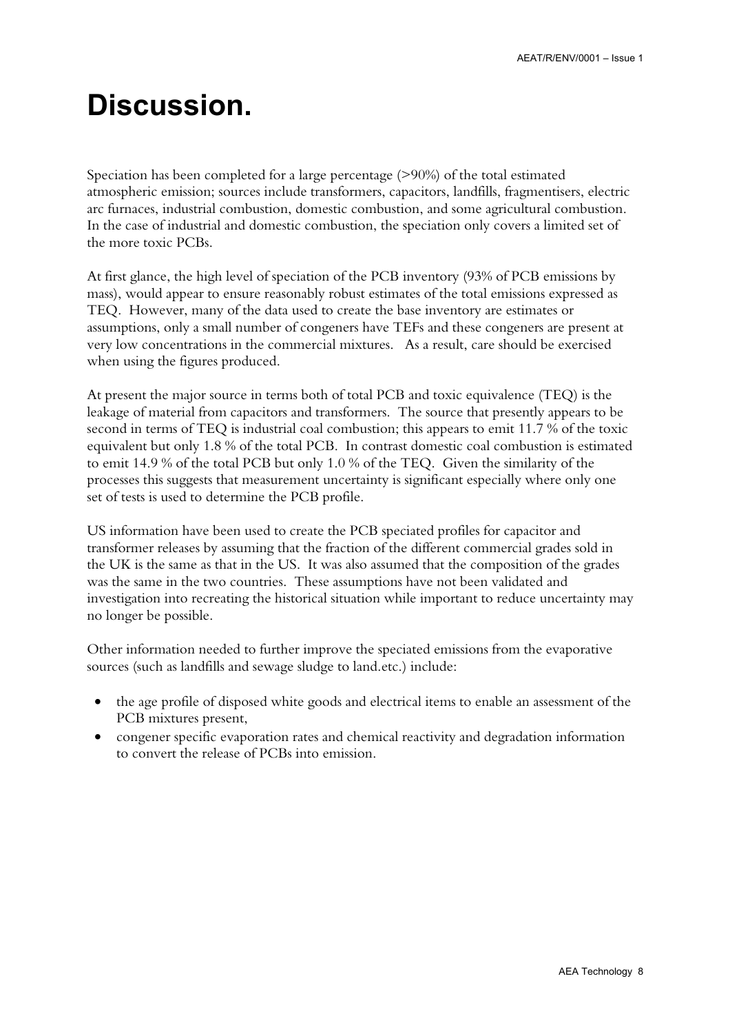# Discussion.

Speciation has been completed for a large percentage (>90%) of the total estimated atmospheric emission; sources include transformers, capacitors, landfills, fragmentisers, electric arc furnaces, industrial combustion, domestic combustion, and some agricultural combustion. In the case of industrial and domestic combustion, the speciation only covers a limited set of the more toxic PCBs.

At first glance, the high level of speciation of the PCB inventory (93% of PCB emissions by mass), would appear to ensure reasonably robust estimates of the total emissions expressed as TEQ. However, many of the data used to create the base inventory are estimates or assumptions, only a small number of congeners have TEFs and these congeners are present at very low concentrations in the commercial mixtures. As a result, care should be exercised when using the figures produced.

At present the major source in terms both of total PCB and toxic equivalence (TEQ) is the leakage of material from capacitors and transformers. The source that presently appears to be second in terms of TEQ is industrial coal combustion; this appears to emit 11.7 % of the toxic equivalent but only 1.8 % of the total PCB. In contrast domestic coal combustion is estimated to emit 14.9 % of the total PCB but only 1.0 % of the TEQ. Given the similarity of the processes this suggests that measurement uncertainty is significant especially where only one set of tests is used to determine the PCB profile.

US information have been used to create the PCB speciated profiles for capacitor and transformer releases by assuming that the fraction of the different commercial grades sold in the UK is the same as that in the US. It was also assumed that the composition of the grades was the same in the two countries. These assumptions have not been validated and investigation into recreating the historical situation while important to reduce uncertainty may no longer be possible.

Other information needed to further improve the speciated emissions from the evaporative sources (such as landfills and sewage sludge to land.etc.) include:

- the age profile of disposed white goods and electrical items to enable an assessment of the PCB mixtures present,
- congener specific evaporation rates and chemical reactivity and degradation information to convert the release of PCBs into emission.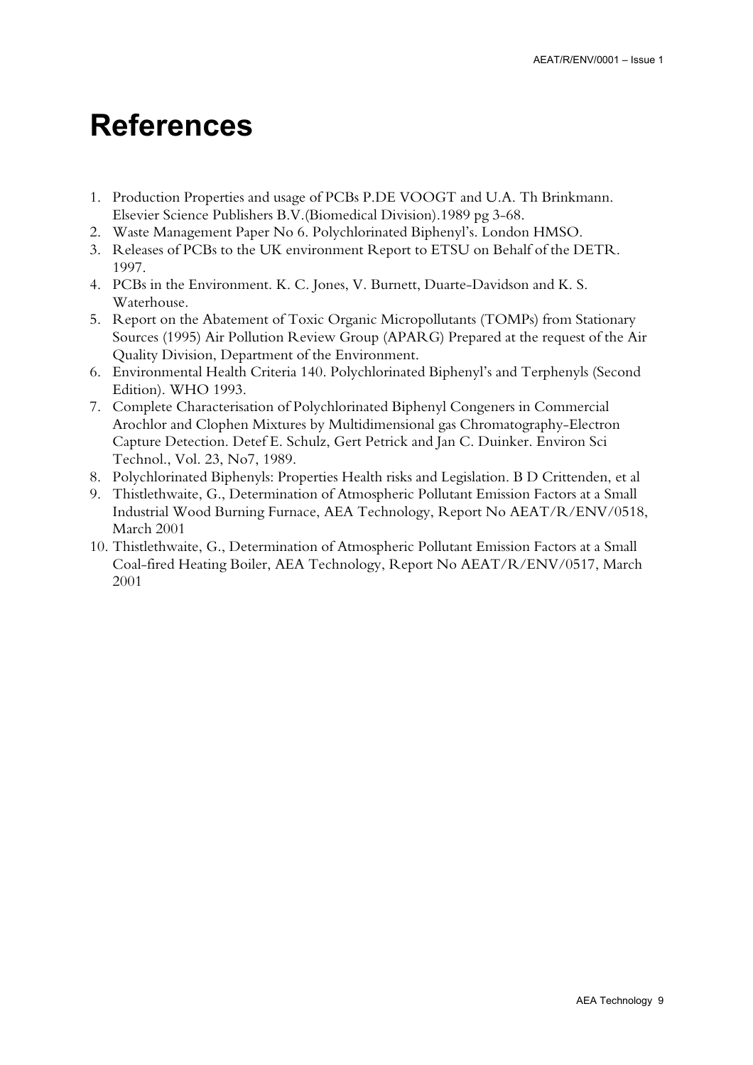# References

1. Production Properties and usage of PCBs P.DE VOOGT and U.A. Th Brinkmann. Elsevier Science Publishers B.V.(Biomedical Division).1989 pg 3-68.
2. Waste Management Paper No 6. Polychlorinated Biphenyl's. London HMSO.
3. Releases of PCBs to the UK environment Report to ETSU on Behalf of the DETR. 1997.
4. PCBs in the Environment. K. C. Jones, V. Burnett, Duarte-Davidson and K. S. Waterhouse.
5. Report on the Abatement of Toxic Organic Micropollutants (TOMPs) from Stationary Sources (1995) Air Pollution Review Group (APARG) Prepared at the request of the Air Quality Division, Department of the Environment.
6. Environmental Health Criteria 140. Polychlorinated Biphenyl's and Terphenyls (Second Edition). WHO 1993.
7. Complete Characterisation of Polychlorinated Biphenyl Congeners in Commercial Arochlor and Clophen Mixtures by Multidimensional gas Chromatography-Electron Capture Detection. Detef E. Schulz, Gert Petrick and Jan C. Duinker. Environ Sci Technol., Vol. 23, No7, 1989.
8. Polychlorinated Biphenyls: Properties Health risks and Legislation. B D Crittenden, et al
9. Thistlethwaite, G., Determination of Atmospheric Pollutant Emission Factors at a Small Industrial Wood Burning Furnace, AEA Technology, Report No AEAT/R/ENV/0518, March 2001
10. Thistlethwaite, G., Determination of Atmospheric Pollutant Emission Factors at a Small Coal-fired Heating Boiler, AEA Technology, Report No AEAT/R/ENV/0517, March 2001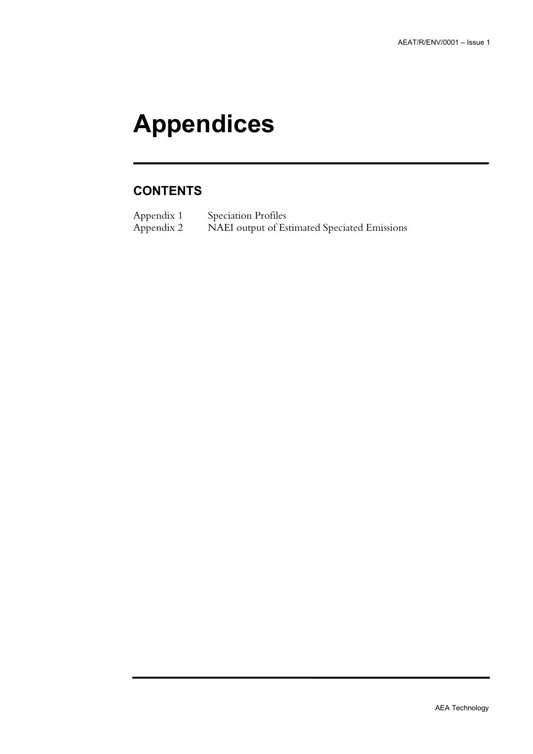# Appendices

## CONTENTS

| | |
|---|---|
| Appendix 1 | Speciation Profiles |
| Appendix 2 | NAEI output of Estimated Speciated Emissions |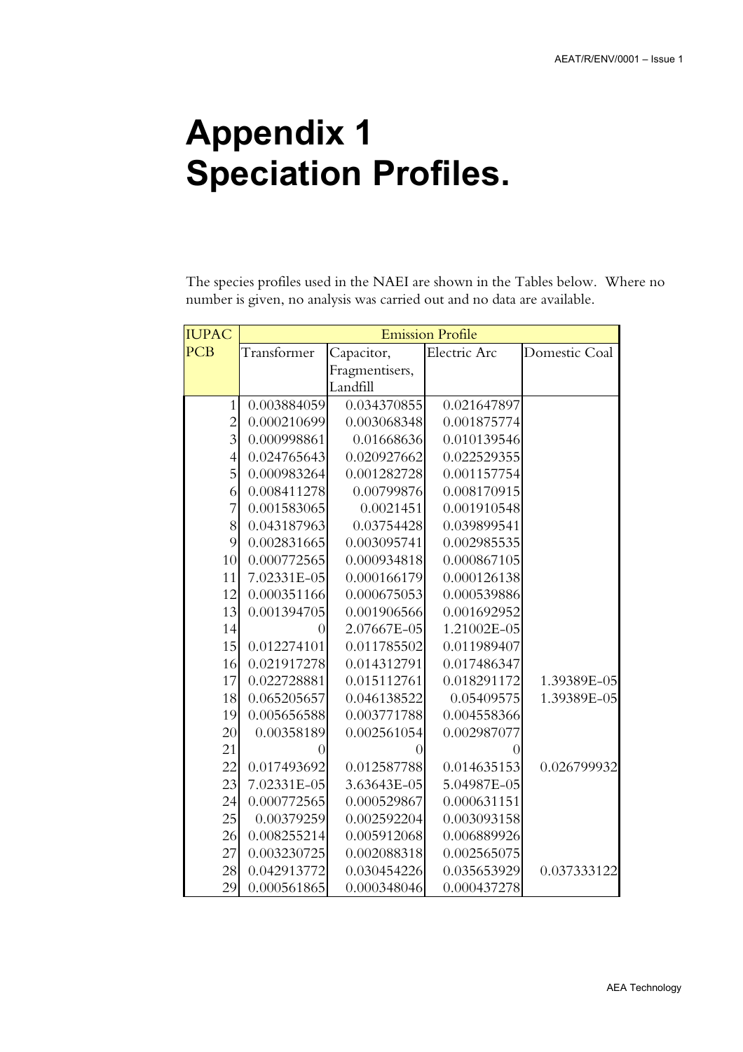// Appendix 1 — Speciation Profiles

# Appendix 1
# Speciation Profiles.

The species profiles used in the NAEI are shown in the Tables below. Where no number is given, no analysis was carried out and no data are available.

| IUPAC PCB | Emission Profile | | | |
|---|---|---|---|---|
| | Transformer | Capacitor, Fragmentisers, Landfill | Electric Arc | Domestic Coal |
| 1 | 0.003884059 | 0.034370855 | 0.021647897 | |
| 2 | 0.000210699 | 0.003068348 | 0.001875774 | |
| 3 | 0.000998861 | 0.01668636 | 0.010139546 | |
| 4 | 0.024765643 | 0.020927662 | 0.022529355 | |
| 5 | 0.000983264 | 0.001282728 | 0.001157754 | |
| 6 | 0.008411278 | 0.00799876 | 0.008170915 | |
| 7 | 0.001583065 | 0.0021451 | 0.001910548 | |
| 8 | 0.043187963 | 0.03754428 | 0.039899541 | |
| 9 | 0.002831665 | 0.003095741 | 0.002985535 | |
| 10 | 0.000772565 | 0.000934818 | 0.000867105 | |
| 11 | 7.02331E-05 | 0.000166179 | 0.000126138 | |
| 12 | 0.000351166 | 0.000675053 | 0.000539886 | |
| 13 | 0.001394705 | 0.001906566 | 0.001692952 | |
| 14 | 0 | 2.07667E-05 | 1.21002E-05 | |
| 15 | 0.012274101 | 0.011785502 | 0.011989407 | |
| 16 | 0.021917278 | 0.014312791 | 0.017486347 | |
| 17 | 0.022728881 | 0.015112761 | 0.018291172 | 1.39389E-05 |
| 18 | 0.065205657 | 0.046138522 | 0.05409575 | 1.39389E-05 |
| 19 | 0.005656588 | 0.003771788 | 0.004558366 | |
| 20 | 0.00358189 | 0.002561054 | 0.002987077 | |
| 21 | 0 | 0 | 0 | |
| 22 | 0.017493692 | 0.012587788 | 0.014635153 | 0.026799932 |
| 23 | 7.02331E-05 | 3.63643E-05 | 5.04987E-05 | |
| 24 | 0.000772565 | 0.000529867 | 0.000631151 | |
| 25 | 0.00379259 | 0.002592204 | 0.003093158 | |
| 26 | 0.008255214 | 0.005912068 | 0.006889926 | |
| 27 | 0.003230725 | 0.002088318 | 0.002565075 | |
| 28 | 0.042913772 | 0.030454226 | 0.035653929 | 0.037333122 |
| 29 | 0.000561865 | 0.000348046 | 0.000437278 | |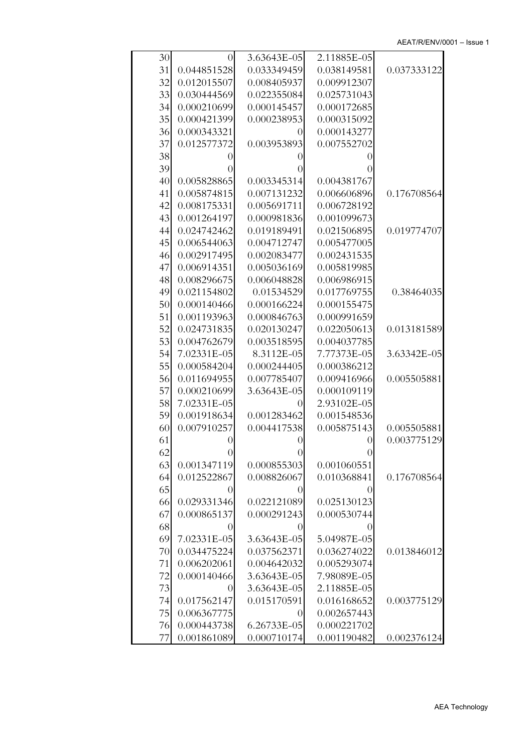| | | | | |
|---|---|---|---|---|
| 30 | 0 | 3.63643E-05 | 2.11885E-05 | |
| 31 | 0.044851528 | 0.033349459 | 0.038149581 | 0.037333122 |
| 32 | 0.012015507 | 0.008405937 | 0.009912307 | |
| 33 | 0.030444569 | 0.022355084 | 0.025731043 | |
| 34 | 0.000210699 | 0.000145457 | 0.000172685 | |
| 35 | 0.000421399 | 0.000238953 | 0.000315092 | |
| 36 | 0.000343321 | 0 | 0.000143277 | |
| 37 | 0.012577372 | 0.003953893 | 0.007552702 | |
| 38 | 0 | 0 | 0 | |
| 39 | 0 | 0 | 0 | |
| 40 | 0.005828865 | 0.003345314 | 0.004381767 | |
| 41 | 0.005874815 | 0.007131232 | 0.006606896 | 0.176708564 |
| 42 | 0.008175331 | 0.005691711 | 0.006728192 | |
| 43 | 0.001264197 | 0.000981836 | 0.001099673 | |
| 44 | 0.024742462 | 0.019189491 | 0.021506895 | 0.019774707 |
| 45 | 0.006544063 | 0.004712747 | 0.005477005 | |
| 46 | 0.002917495 | 0.002083477 | 0.002431535 | |
| 47 | 0.006914351 | 0.005036169 | 0.005819985 | |
| 48 | 0.008296675 | 0.006048828 | 0.006986915 | |
| 49 | 0.021154802 | 0.01534529 | 0.017769755 | 0.38464035 |
| 50 | 0.000140466 | 0.000166224 | 0.000155475 | |
| 51 | 0.001193963 | 0.000846763 | 0.000991659 | |
| 52 | 0.024731835 | 0.020130247 | 0.022050613 | 0.013181589 |
| 53 | 0.004762679 | 0.003518595 | 0.004037785 | |
| 54 | 7.02331E-05 | 8.3112E-05 | 7.77373E-05 | 3.63342E-05 |
| 55 | 0.000584204 | 0.000244405 | 0.000386212 | |
| 56 | 0.011694955 | 0.007785407 | 0.009416966 | 0.005505881 |
| 57 | 0.000210699 | 3.63643E-05 | 0.000109119 | |
| 58 | 7.02331E-05 | 0 | 2.93102E-05 | |
| 59 | 0.001918634 | 0.001283462 | 0.001548536 | |
| 60 | 0.007910257 | 0.004417538 | 0.005875143 | 0.005505881 |
| 61 | 0 | 0 | 0 | 0.003775129 |
| 62 | 0 | 0 | 0 | |
| 63 | 0.001347119 | 0.000855303 | 0.001060551 | |
| 64 | 0.012522867 | 0.008826067 | 0.010368841 | 0.176708564 |
| 65 | 0 | 0 | 0 | |
| 66 | 0.029331346 | 0.022121089 | 0.025130123 | |
| 67 | 0.000865137 | 0.000291243 | 0.000530744 | |
| 68 | 0 | 0 | 0 | |
| 69 | 7.02331E-05 | 3.63643E-05 | 5.04987E-05 | |
| 70 | 0.034475224 | 0.037562371 | 0.036274022 | 0.013846012 |
| 71 | 0.006202061 | 0.004642032 | 0.005293074 | |
| 72 | 0.000140466 | 3.63643E-05 | 7.98089E-05 | |
| 73 | 0 | 3.63643E-05 | 2.11885E-05 | |
| 74 | 0.017562147 | 0.015170591 | 0.016168652 | 0.003775129 |
| 75 | 0.006367775 | 0 | 0.002657443 | |
| 76 | 0.000443738 | 6.26733E-05 | 0.000221702 | |
| 77 | 0.001861089 | 0.000710174 | 0.001190482 | 0.002376124 |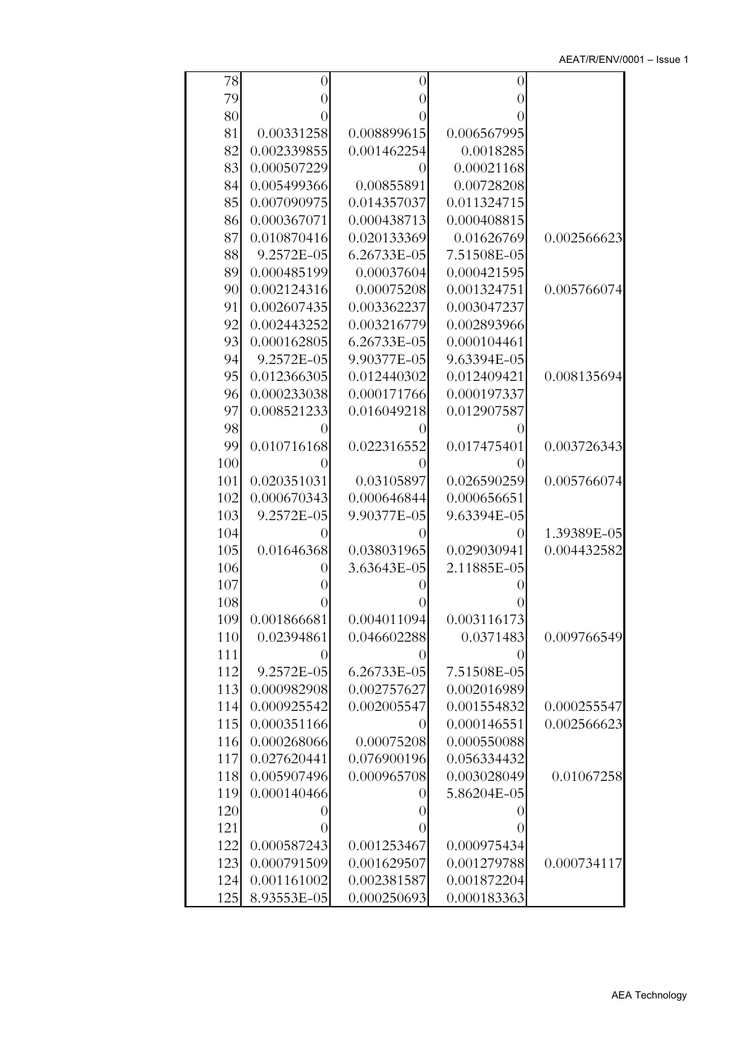| | | | | |
|---|---|---|---|---|
| 78 | 0 | 0 | 0 | |
| 79 | 0 | 0 | 0 | |
| 80 | 0 | 0 | 0 | |
| 81 | 0.00331258 | 0.008899615 | 0.006567995 | |
| 82 | 0.002339855 | 0.001462254 | 0.0018285 | |
| 83 | 0.000507229 | 0 | 0.00021168 | |
| 84 | 0.005499366 | 0.00855891 | 0.00728208 | |
| 85 | 0.007090975 | 0.014357037 | 0.011324715 | |
| 86 | 0.000367071 | 0.000438713 | 0.000408815 | |
| 87 | 0.010870416 | 0.020133369 | 0.01626769 | 0.002566623 |
| 88 | 9.2572E-05 | 6.26733E-05 | 7.51508E-05 | |
| 89 | 0.000485199 | 0.00037604 | 0.000421595 | |
| 90 | 0.002124316 | 0.00075208 | 0.001324751 | 0.005766074 |
| 91 | 0.002607435 | 0.003362237 | 0.003047237 | |
| 92 | 0.002443252 | 0.003216779 | 0.002893966 | |
| 93 | 0.000162805 | 6.26733E-05 | 0.000104461 | |
| 94 | 9.2572E-05 | 9.90377E-05 | 9.63394E-05 | |
| 95 | 0.012366305 | 0.012440302 | 0.012409421 | 0.008135694 |
| 96 | 0.000233038 | 0.000171766 | 0.000197337 | |
| 97 | 0.008521233 | 0.016049218 | 0.012907587 | |
| 98 | 0 | 0 | 0 | |
| 99 | 0.010716168 | 0.022316552 | 0.017475401 | 0.003726343 |
| 100 | 0 | 0 | 0 | |
| 101 | 0.020351031 | 0.03105897 | 0.026590259 | 0.005766074 |
| 102 | 0.000670343 | 0.000646844 | 0.000656651 | |
| 103 | 9.2572E-05 | 9.90377E-05 | 9.63394E-05 | |
| 104 | 0 | 0 | 0 | 1.39389E-05 |
| 105 | 0.01646368 | 0.038031965 | 0.029030941 | 0.004432582 |
| 106 | 0 | 3.63643E-05 | 2.11885E-05 | |
| 107 | 0 | 0 | 0 | |
| 108 | 0 | 0 | 0 | |
| 109 | 0.001866681 | 0.004011094 | 0.003116173 | |
| 110 | 0.02394861 | 0.046602288 | 0.0371483 | 0.009766549 |
| 111 | 0 | 0 | 0 | |
| 112 | 9.2572E-05 | 6.26733E-05 | 7.51508E-05 | |
| 113 | 0.000982908 | 0.002757627 | 0.002016989 | |
| 114 | 0.000925542 | 0.002005547 | 0.001554832 | 0.000255547 |
| 115 | 0.000351166 | 0 | 0.000146551 | 0.002566623 |
| 116 | 0.000268066 | 0.00075208 | 0.000550088 | |
| 117 | 0.027620441 | 0.076900196 | 0.056334432 | |
| 118 | 0.005907496 | 0.000965708 | 0.003028049 | 0.01067258 |
| 119 | 0.000140466 | 0 | 5.86204E-05 | |
| 120 | 0 | 0 | 0 | |
| 121 | 0 | 0 | 0 | |
| 122 | 0.000587243 | 0.001253467 | 0.000975434 | |
| 123 | 0.000791509 | 0.001629507 | 0.001279788 | 0.000734117 |
| 124 | 0.001161002 | 0.002381587 | 0.001872204 | |
| 125 | 8.93553E-05 | 0.000250693 | 0.000183363 | |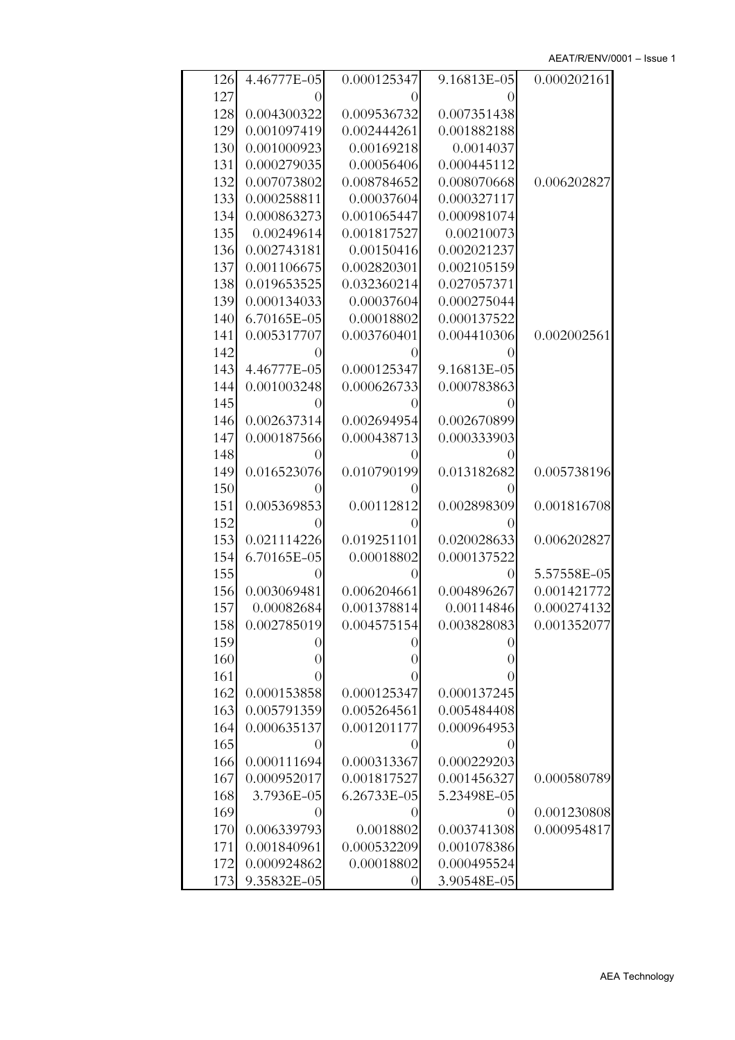| | | | | |
|---|---|---|---|---|
| 126 | 4.46777E-05 | 0.000125347 | 9.16813E-05 | 0.000202161 |
| 127 | 0 | 0 | 0 | |
| 128 | 0.004300322 | 0.009536732 | 0.007351438 | |
| 129 | 0.001097419 | 0.002444261 | 0.001882188 | |
| 130 | 0.001000923 | 0.00169218 | 0.0014037 | |
| 131 | 0.000279035 | 0.00056406 | 0.000445112 | |
| 132 | 0.007073802 | 0.008784652 | 0.008070668 | 0.006202827 |
| 133 | 0.000258811 | 0.00037604 | 0.000327117 | |
| 134 | 0.000863273 | 0.001065447 | 0.000981074 | |
| 135 | 0.00249614 | 0.001817527 | 0.00210073 | |
| 136 | 0.002743181 | 0.00150416 | 0.002021237 | |
| 137 | 0.001106675 | 0.002820301 | 0.002105159 | |
| 138 | 0.019653525 | 0.032360214 | 0.027057371 | |
| 139 | 0.000134033 | 0.00037604 | 0.000275044 | |
| 140 | 6.70165E-05 | 0.00018802 | 0.000137522 | |
| 141 | 0.005317707 | 0.003760401 | 0.004410306 | 0.002002561 |
| 142 | 0 | 0 | 0 | |
| 143 | 4.46777E-05 | 0.000125347 | 9.16813E-05 | |
| 144 | 0.001003248 | 0.000626733 | 0.000783863 | |
| 145 | 0 | 0 | 0 | |
| 146 | 0.002637314 | 0.002694954 | 0.002670899 | |
| 147 | 0.000187566 | 0.000438713 | 0.000333903 | |
| 148 | 0 | 0 | 0 | |
| 149 | 0.016523076 | 0.010790199 | 0.013182682 | 0.005738196 |
| 150 | 0 | 0 | 0 | |
| 151 | 0.005369853 | 0.00112812 | 0.002898309 | 0.001816708 |
| 152 | 0 | 0 | 0 | |
| 153 | 0.021114226 | 0.019251101 | 0.020028633 | 0.006202827 |
| 154 | 6.70165E-05 | 0.00018802 | 0.000137522 | |
| 155 | 0 | 0 | 0 | 5.57558E-05 |
| 156 | 0.003069481 | 0.006204661 | 0.004896267 | 0.001421772 |
| 157 | 0.00082684 | 0.001378814 | 0.00114846 | 0.000274132 |
| 158 | 0.002785019 | 0.004575154 | 0.003828083 | 0.001352077 |
| 159 | 0 | 0 | 0 | |
| 160 | 0 | 0 | 0 | |
| 161 | 0 | 0 | 0 | |
| 162 | 0.000153858 | 0.000125347 | 0.000137245 | |
| 163 | 0.005791359 | 0.005264561 | 0.005484408 | |
| 164 | 0.000635137 | 0.001201177 | 0.000964953 | |
| 165 | 0 | 0 | 0 | |
| 166 | 0.000111694 | 0.000313367 | 0.000229203 | |
| 167 | 0.000952017 | 0.001817527 | 0.001456327 | 0.000580789 |
| 168 | 3.7936E-05 | 6.26733E-05 | 5.23498E-05 | |
| 169 | 0 | 0 | 0 | 0.001230808 |
| 170 | 0.006339793 | 0.0018802 | 0.003741308 | 0.000954817 |
| 171 | 0.001840961 | 0.000532209 | 0.001078386 | |
| 172 | 0.000924862 | 0.00018802 | 0.000495524 | |
| 173 | 9.35832E-05 | 0 | 3.90548E-05 | |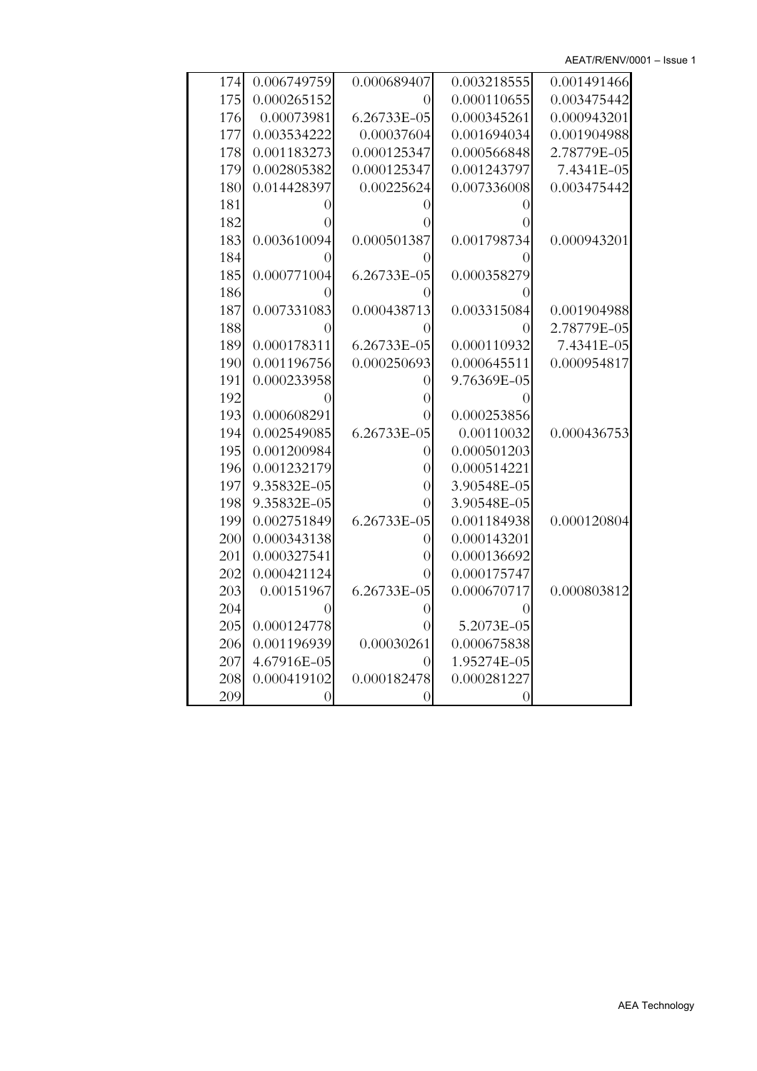| | | | | |
|---|---|---|---|---|
| 174 | 0.006749759 | 0.000689407 | 0.003218555 | 0.001491466 |
| 175 | 0.000265152 | 0 | 0.000110655 | 0.003475442 |
| 176 | 0.00073981 | 6.26733E-05 | 0.000345261 | 0.000943201 |
| 177 | 0.003534222 | 0.00037604 | 0.001694034 | 0.001904988 |
| 178 | 0.001183273 | 0.000125347 | 0.000566848 | 2.78779E-05 |
| 179 | 0.002805382 | 0.000125347 | 0.001243797 | 7.4341E-05 |
| 180 | 0.014428397 | 0.00225624 | 0.007336008 | 0.003475442 |
| 181 | 0 | 0 | 0 | |
| 182 | 0 | 0 | 0 | |
| 183 | 0.003610094 | 0.000501387 | 0.001798734 | 0.000943201 |
| 184 | 0 | 0 | 0 | |
| 185 | 0.000771004 | 6.26733E-05 | 0.000358279 | |
| 186 | 0 | 0 | 0 | |
| 187 | 0.007331083 | 0.000438713 | 0.003315084 | 0.001904988 |
| 188 | 0 | 0 | 0 | 2.78779E-05 |
| 189 | 0.000178311 | 6.26733E-05 | 0.000110932 | 7.4341E-05 |
| 190 | 0.001196756 | 0.000250693 | 0.000645511 | 0.000954817 |
| 191 | 0.000233958 | 0 | 9.76369E-05 | |
| 192 | 0 | 0 | 0 | |
| 193 | 0.000608291 | 0 | 0.000253856 | |
| 194 | 0.002549085 | 6.26733E-05 | 0.00110032 | 0.000436753 |
| 195 | 0.001200984 | 0 | 0.000501203 | |
| 196 | 0.001232179 | 0 | 0.000514221 | |
| 197 | 9.35832E-05 | 0 | 3.90548E-05 | |
| 198 | 9.35832E-05 | 0 | 3.90548E-05 | |
| 199 | 0.002751849 | 6.26733E-05 | 0.001184938 | 0.000120804 |
| 200 | 0.000343138 | 0 | 0.000143201 | |
| 201 | 0.000327541 | 0 | 0.000136692 | |
| 202 | 0.000421124 | 0 | 0.000175747 | |
| 203 | 0.00151967 | 6.26733E-05 | 0.000670717 | 0.000803812 |
| 204 | 0 | 0 | 0 | |
| 205 | 0.000124778 | 0 | 5.2073E-05 | |
| 206 | 0.001196939 | 0.00030261 | 0.000675838 | |
| 207 | 4.67916E-05 | 0 | 1.95274E-05 | |
| 208 | 0.000419102 | 0.000182478 | 0.000281227 | |
| 209 | 0 | 0 | 0 | |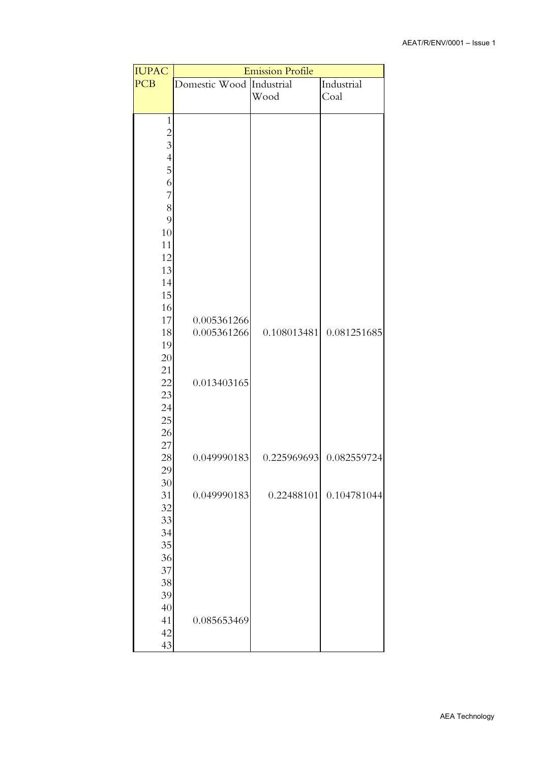| IUPAC PCB | Emission Profile | | |
|---|---|---|---|
| | Domestic Wood | Industrial Wood | Industrial Coal |
| 1 | | | |
| 2 | | | |
| 3 | | | |
| 4 | | | |
| 5 | | | |
| 6 | | | |
| 7 | | | |
| 8 | | | |
| 9 | | | |
| 10 | | | |
| 11 | | | |
| 12 | | | |
| 13 | | | |
| 14 | | | |
| 15 | | | |
| 16 | | | |
| 17 | 0.005361266 | | |
| 18 | 0.005361266 | 0.108013481 | 0.081251685 |
| 19 | | | |
| 20 | | | |
| 21 | | | |
| 22 | 0.013403165 | | |
| 23 | | | |
| 24 | | | |
| 25 | | | |
| 26 | | | |
| 27 | | | |
| 28 | 0.049990183 | 0.225969693 | 0.082559724 |
| 29 | | | |
| 30 | | | |
| 31 | 0.049990183 | 0.22488101 | 0.104781044 |
| 32 | | | |
| 33 | | | |
| 34 | | | |
| 35 | | | |
| 36 | | | |
| 37 | | | |
| 38 | | | |
| 39 | | | |
| 40 | | | |
| 41 | 0.085653469 | | |
| 42 | | | |
| 43 | | | |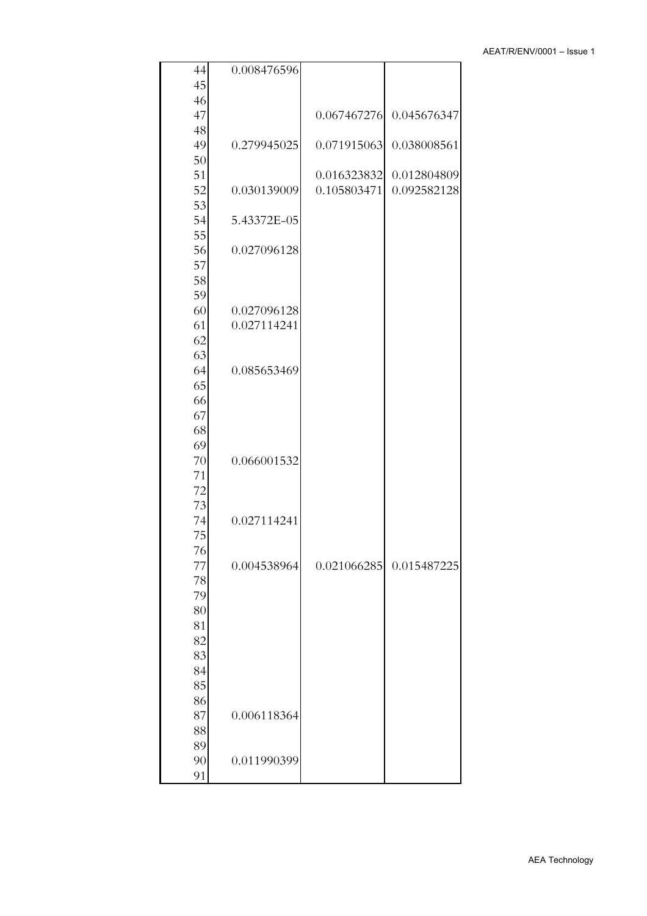| | | | |
|---|---|---|---|
| 44 | 0.008476596 | | |
| 45 | | | |
| 46 | | | |
| 47 | | 0.067467276 | 0.045676347 |
| 48 | | | |
| 49 | 0.279945025 | 0.071915063 | 0.038008561 |
| 50 | | | |
| 51 | | 0.016323832 | 0.012804809 |
| 52 | 0.030139009 | 0.105803471 | 0.092582128 |
| 53 | | | |
| 54 | 5.43372E-05 | | |
| 55 | | | |
| 56 | 0.027096128 | | |
| 57 | | | |
| 58 | | | |
| 59 | | | |
| 60 | 0.027096128 | | |
| 61 | 0.027114241 | | |
| 62 | | | |
| 63 | | | |
| 64 | 0.085653469 | | |
| 65 | | | |
| 66 | | | |
| 67 | | | |
| 68 | | | |
| 69 | | | |
| 70 | 0.066001532 | | |
| 71 | | | |
| 72 | | | |
| 73 | | | |
| 74 | 0.027114241 | | |
| 75 | | | |
| 76 | | | |
| 77 | 0.004538964 | 0.021066285 | 0.015487225 |
| 78 | | | |
| 79 | | | |
| 80 | | | |
| 81 | | | |
| 82 | | | |
| 83 | | | |
| 84 | | | |
| 85 | | | |
| 86 | | | |
| 87 | 0.006118364 | | |
| 88 | | | |
| 89 | | | |
| 90 | 0.011990399 | | |
| 91 | | | |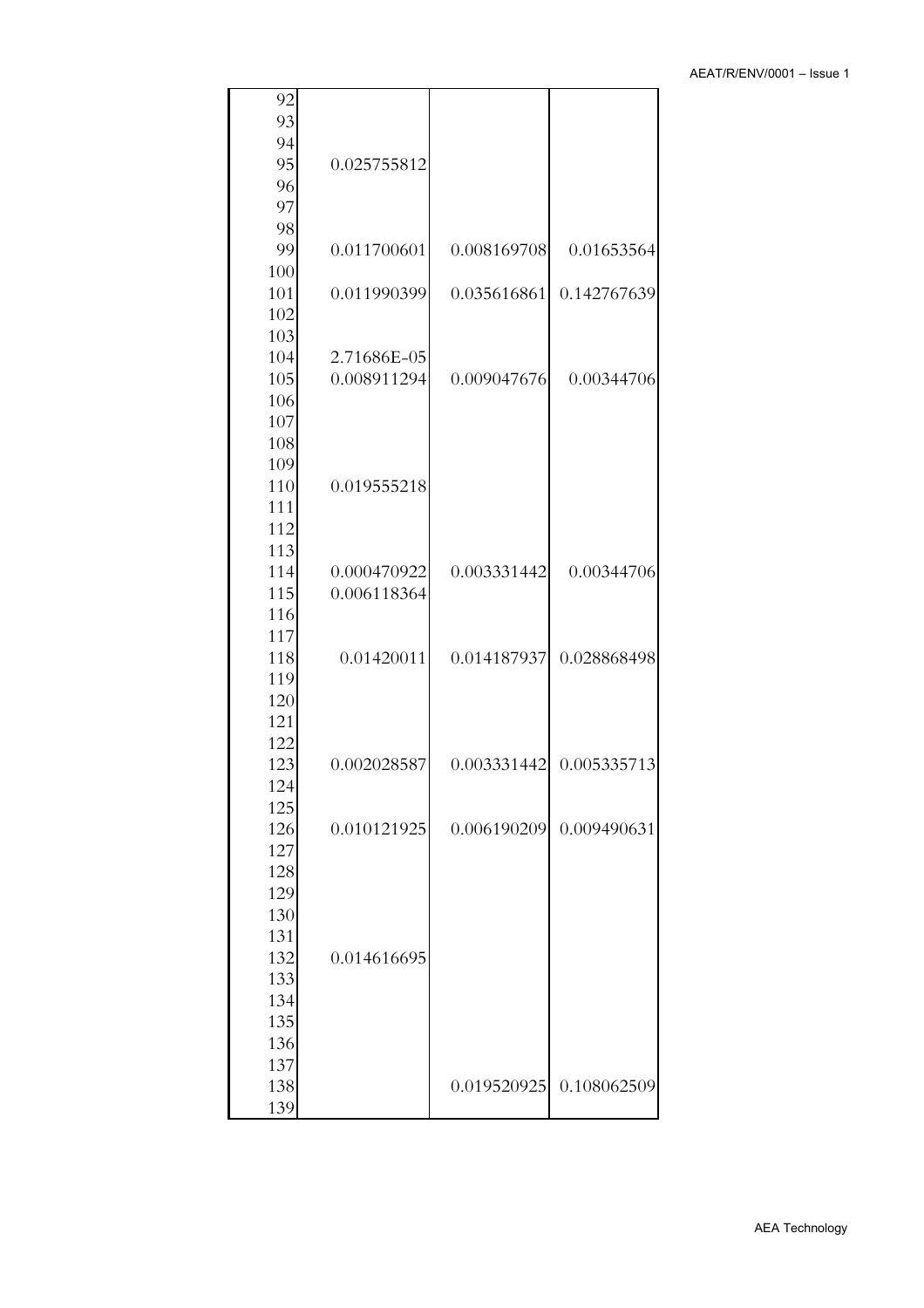| | | | |
|---|---|---|---|
| 92 | | | |
| 93 | | | |
| 94 | | | |
| 95 | 0.025755812 | | |
| 96 | | | |
| 97 | | | |
| 98 | | | |
| 99 | 0.011700601 | 0.008169708 | 0.01653564 |
| 100 | | | |
| 101 | 0.011990399 | 0.035616861 | 0.142767639 |
| 102 | | | |
| 103 | | | |
| 104 | 2.71686E-05 | | |
| 105 | 0.008911294 | 0.009047676 | 0.00344706 |
| 106 | | | |
| 107 | | | |
| 108 | | | |
| 109 | | | |
| 110 | 0.019555218 | | |
| 111 | | | |
| 112 | | | |
| 113 | | | |
| 114 | 0.000470922 | 0.003331442 | 0.00344706 |
| 115 | 0.006118364 | | |
| 116 | | | |
| 117 | | | |
| 118 | 0.01420011 | 0.014187937 | 0.028868498 |
| 119 | | | |
| 120 | | | |
| 121 | | | |
| 122 | | | |
| 123 | 0.002028587 | 0.003331442 | 0.005335713 |
| 124 | | | |
| 125 | | | |
| 126 | 0.010121925 | 0.006190209 | 0.009490631 |
| 127 | | | |
| 128 | | | |
| 129 | | | |
| 130 | | | |
| 131 | | | |
| 132 | 0.014616695 | | |
| 133 | | | |
| 134 | | | |
| 135 | | | |
| 136 | | | |
| 137 | | | |
| 138 | | 0.019520925 | 0.108062509 |
| 139 | | | |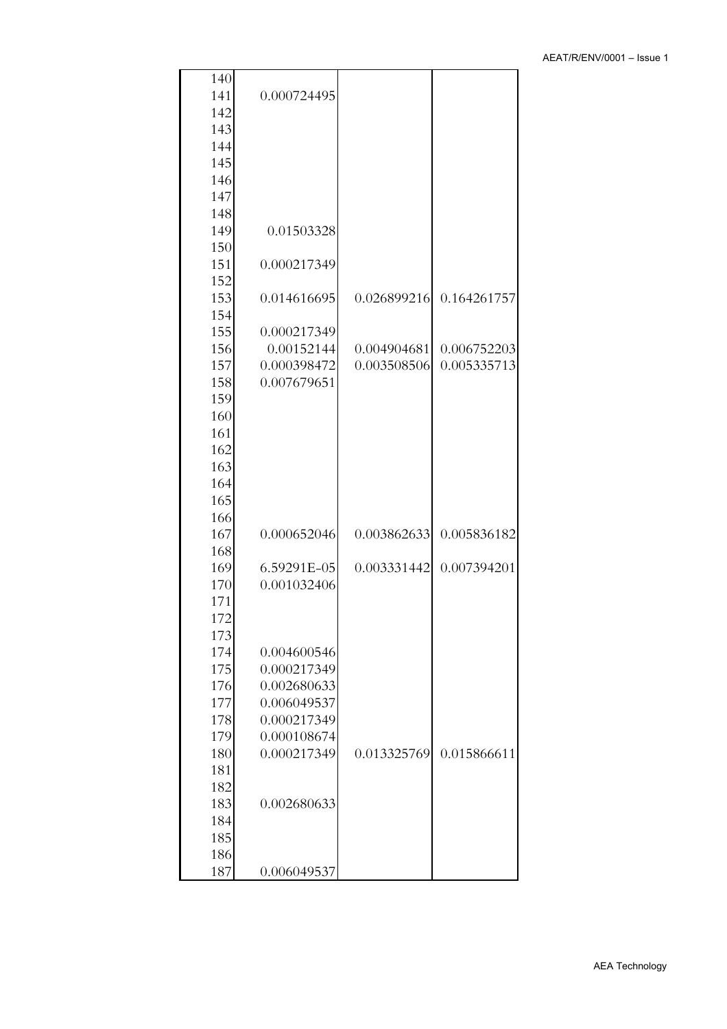|  |  |  |  |
|---|---|---|---|
| 140 |  |  |  |
| 141 | 0.000724495 |  |  |
| 142 |  |  |  |
| 143 |  |  |  |
| 144 |  |  |  |
| 145 |  |  |  |
| 146 |  |  |  |
| 147 |  |  |  |
| 148 |  |  |  |
| 149 | 0.01503328 |  |  |
| 150 |  |  |  |
| 151 | 0.000217349 |  |  |
| 152 |  |  |  |
| 153 | 0.014616695 | 0.026899216 | 0.164261757 |
| 154 |  |  |  |
| 155 | 0.000217349 |  |  |
| 156 | 0.00152144 | 0.004904681 | 0.006752203 |
| 157 | 0.000398472 | 0.003508506 | 0.005335713 |
| 158 | 0.007679651 |  |  |
| 159 |  |  |  |
| 160 |  |  |  |
| 161 |  |  |  |
| 162 |  |  |  |
| 163 |  |  |  |
| 164 |  |  |  |
| 165 |  |  |  |
| 166 |  |  |  |
| 167 | 0.000652046 | 0.003862633 | 0.005836182 |
| 168 |  |  |  |
| 169 | 6.59291E-05 | 0.003331442 | 0.007394201 |
| 170 | 0.001032406 |  |  |
| 171 |  |  |  |
| 172 |  |  |  |
| 173 |  |  |  |
| 174 | 0.004600546 |  |  |
| 175 | 0.000217349 |  |  |
| 176 | 0.002680633 |  |  |
| 177 | 0.006049537 |  |  |
| 178 | 0.000217349 |  |  |
| 179 | 0.000108674 |  |  |
| 180 | 0.000217349 | 0.013325769 | 0.015866611 |
| 181 |  |  |  |
| 182 |  |  |  |
| 183 | 0.002680633 |  |  |
| 184 |  |  |  |
| 185 |  |  |  |
| 186 |  |  |  |
| 187 | 0.006049537 |  |  |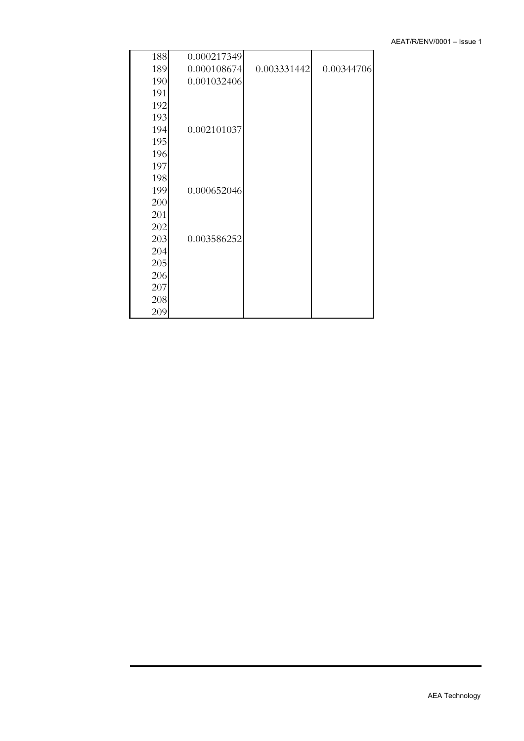| | | | |
|---|---|---|---|
| 188 | 0.000217349 | | |
| 189 | 0.000108674 | 0.003331442 | 0.00344706 |
| 190 | 0.001032406 | | |
| 191 | | | |
| 192 | | | |
| 193 | | | |
| 194 | 0.002101037 | | |
| 195 | | | |
| 196 | | | |
| 197 | | | |
| 198 | | | |
| 199 | 0.000652046 | | |
| 200 | | | |
| 201 | | | |
| 202 | | | |
| 203 | 0.003586252 | | |
| 204 | | | |
| 205 | | | |
| 206 | | | |
| 207 | | | |
| 208 | | | |
| 209 | | | |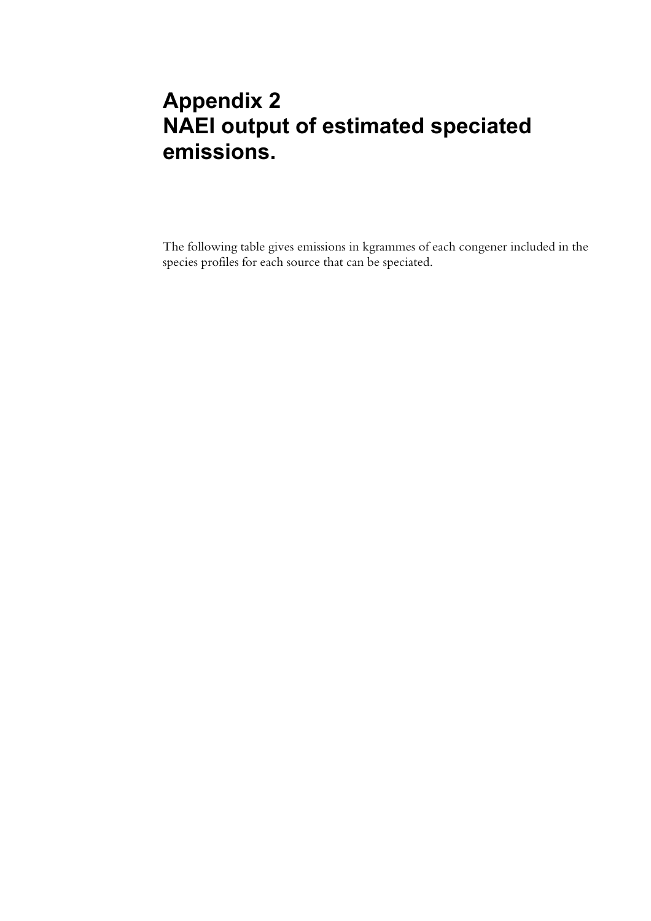# Appendix 2
# NAEI output of estimated speciated emissions.

The following table gives emissions in kgrammes of each congener included in the species profiles for each source that can be speciated.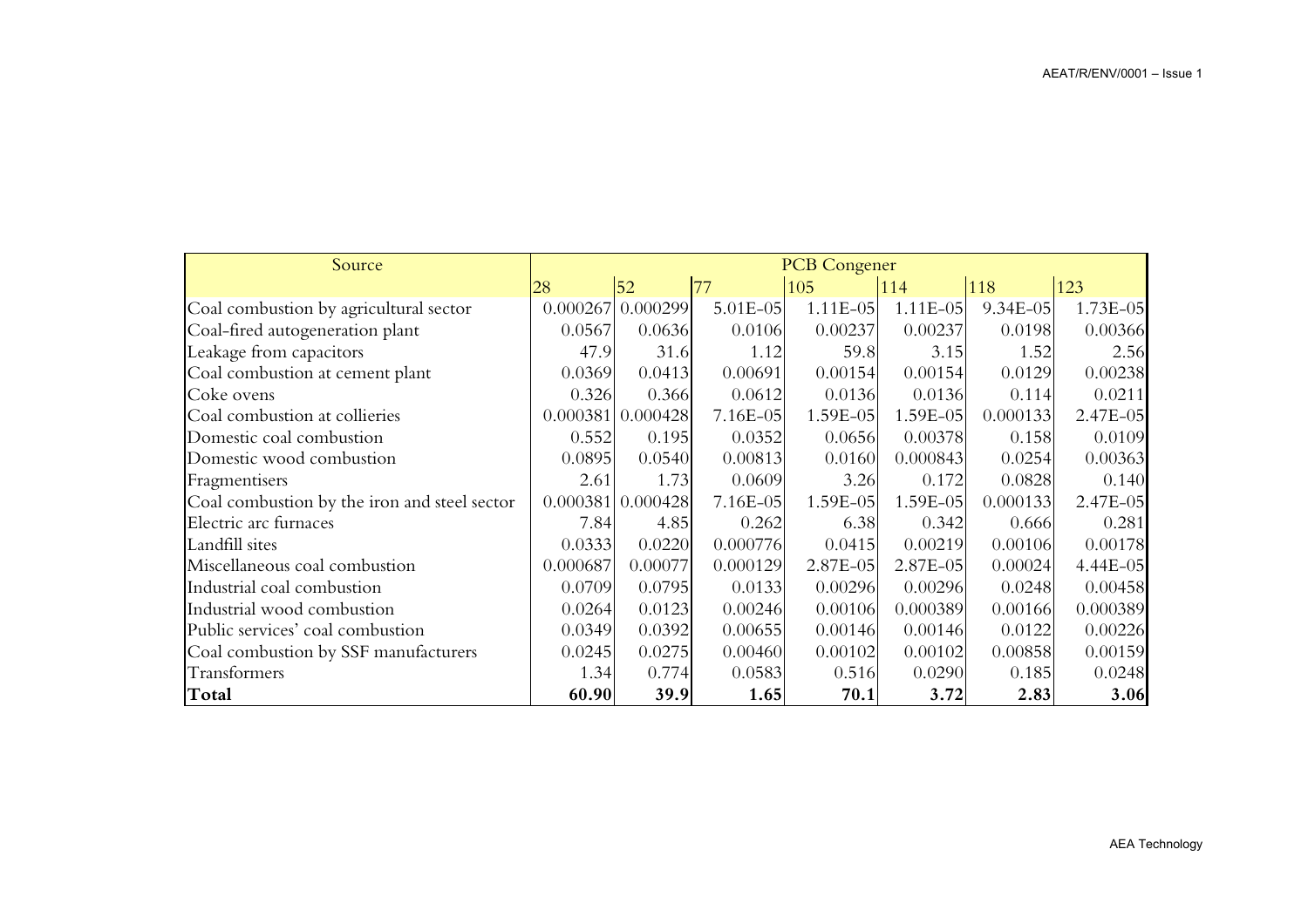| Source | PCB Congener | | | | | | |
|---|---|---|---|---|---|---|---|
| | 28 | 52 | 77 | 105 | 114 | 118 | 123 |
| Coal combustion by agricultural sector | 0.000267 | 0.000299 | 5.01E-05 | 1.11E-05 | 1.11E-05 | 9.34E-05 | 1.73E-05 |
| Coal-fired autogeneration plant | 0.0567 | 0.0636 | 0.0106 | 0.00237 | 0.00237 | 0.0198 | 0.00366 |
| Leakage from capacitors | 47.9 | 31.6 | 1.12 | 59.8 | 3.15 | 1.52 | 2.56 |
| Coal combustion at cement plant | 0.0369 | 0.0413 | 0.00691 | 0.00154 | 0.00154 | 0.0129 | 0.00238 |
| Coke ovens | 0.326 | 0.366 | 0.0612 | 0.0136 | 0.0136 | 0.114 | 0.0211 |
| Coal combustion at collieries | 0.000381 | 0.000428 | 7.16E-05 | 1.59E-05 | 1.59E-05 | 0.000133 | 2.47E-05 |
| Domestic coal combustion | 0.552 | 0.195 | 0.0352 | 0.0656 | 0.00378 | 0.158 | 0.0109 |
| Domestic wood combustion | 0.0895 | 0.0540 | 0.00813 | 0.0160 | 0.000843 | 0.0254 | 0.00363 |
| Fragmentisers | 2.61 | 1.73 | 0.0609 | 3.26 | 0.172 | 0.0828 | 0.140 |
| Coal combustion by the iron and steel sector | 0.000381 | 0.000428 | 7.16E-05 | 1.59E-05 | 1.59E-05 | 0.000133 | 2.47E-05 |
| Electric arc furnaces | 7.84 | 4.85 | 0.262 | 6.38 | 0.342 | 0.666 | 0.281 |
| Landfill sites | 0.0333 | 0.0220 | 0.000776 | 0.0415 | 0.00219 | 0.00106 | 0.00178 |
| Miscellaneous coal combustion | 0.000687 | 0.00077 | 0.000129 | 2.87E-05 | 2.87E-05 | 0.00024 | 4.44E-05 |
| Industrial coal combustion | 0.0709 | 0.0795 | 0.0133 | 0.00296 | 0.00296 | 0.0248 | 0.00458 |
| Industrial wood combustion | 0.0264 | 0.0123 | 0.00246 | 0.00106 | 0.000389 | 0.00166 | 0.000389 |
| Public services' coal combustion | 0.0349 | 0.0392 | 0.00655 | 0.00146 | 0.00146 | 0.0122 | 0.00226 |
| Coal combustion by SSF manufacturers | 0.0245 | 0.0275 | 0.00460 | 0.00102 | 0.00102 | 0.00858 | 0.00159 |
| Transformers | 1.34 | 0.774 | 0.0583 | 0.516 | 0.0290 | 0.185 | 0.0248 |
| **Total** | **60.90** | **39.9** | **1.65** | **70.1** | **3.72** | **2.83** | **3.06** |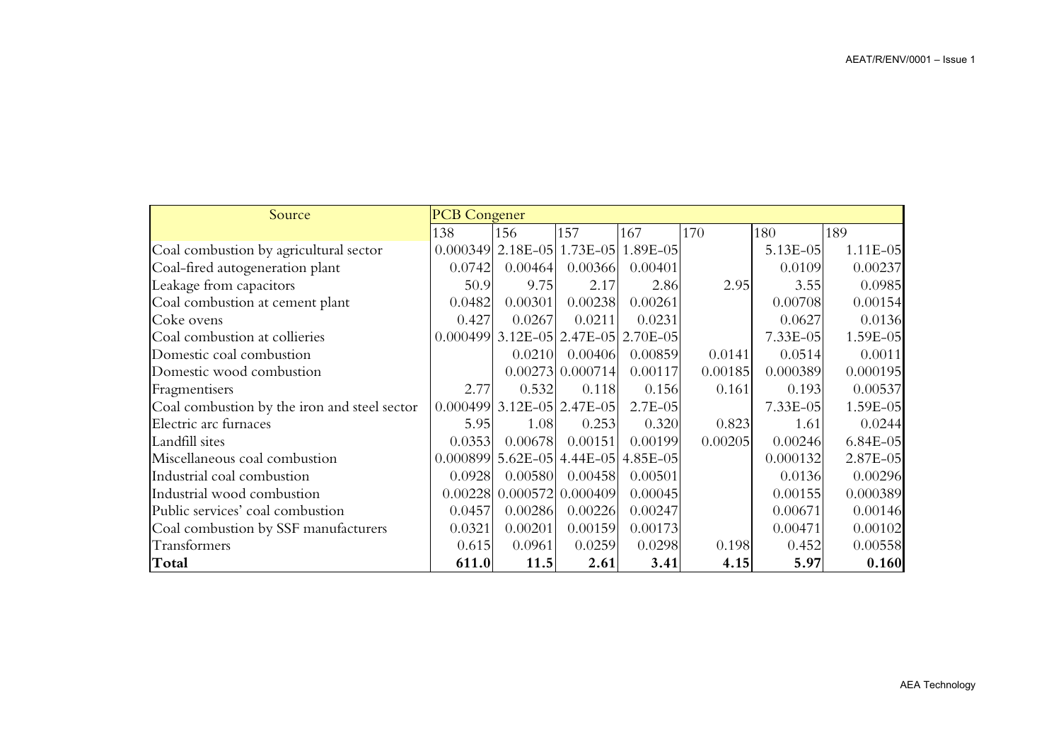| Source | PCB Congener | | | | | | |
|---|---|---|---|---|---|---|---|
| | 138 | 156 | 157 | 167 | 170 | 180 | 189 |
| Coal combustion by agricultural sector | 0.000349 | 2.18E-05 | 1.73E-05 | 1.89E-05 | | 5.13E-05 | 1.11E-05 |
| Coal-fired autogeneration plant | 0.0742 | 0.00464 | 0.00366 | 0.00401 | | 0.0109 | 0.00237 |
| Leakage from capacitors | 50.9 | 9.75 | 2.17 | 2.86 | 2.95 | 3.55 | 0.0985 |
| Coal combustion at cement plant | 0.0482 | 0.00301 | 0.00238 | 0.00261 | | 0.00708 | 0.00154 |
| Coke ovens | 0.427 | 0.0267 | 0.0211 | 0.0231 | | 0.0627 | 0.0136 |
| Coal combustion at collieries | 0.000499 | 3.12E-05 | 2.47E-05 | 2.70E-05 | | 7.33E-05 | 1.59E-05 |
| Domestic coal combustion | | 0.0210 | 0.00406 | 0.00859 | 0.0141 | 0.0514 | 0.0011 |
| Domestic wood combustion | | 0.00273 | 0.000714 | 0.00117 | 0.00185 | 0.000389 | 0.000195 |
| Fragmentisers | 2.77 | 0.532 | 0.118 | 0.156 | 0.161 | 0.193 | 0.00537 |
| Coal combustion by the iron and steel sector | 0.000499 | 3.12E-05 | 2.47E-05 | 2.7E-05 | | 7.33E-05 | 1.59E-05 |
| Electric arc furnaces | 5.95 | 1.08 | 0.253 | 0.320 | 0.823 | 1.61 | 0.0244 |
| Landfill sites | 0.0353 | 0.00678 | 0.00151 | 0.00199 | 0.00205 | 0.00246 | 6.84E-05 |
| Miscellaneous coal combustion | 0.000899 | 5.62E-05 | 4.44E-05 | 4.85E-05 | | 0.000132 | 2.87E-05 |
| Industrial coal combustion | 0.0928 | 0.00580 | 0.00458 | 0.00501 | | 0.0136 | 0.00296 |
| Industrial wood combustion | 0.00228 | 0.000572 | 0.000409 | 0.00045 | | 0.00155 | 0.000389 |
| Public services' coal combustion | 0.0457 | 0.00286 | 0.00226 | 0.00247 | | 0.00671 | 0.00146 |
| Coal combustion by SSF manufacturers | 0.0321 | 0.00201 | 0.00159 | 0.00173 | | 0.00471 | 0.00102 |
| Transformers | 0.615 | 0.0961 | 0.0259 | 0.0298 | 0.198 | 0.452 | 0.00558 |
| **Total** | **611.0** | **11.5** | **2.61** | **3.41** | **4.15** | **5.97** | **0.160** |